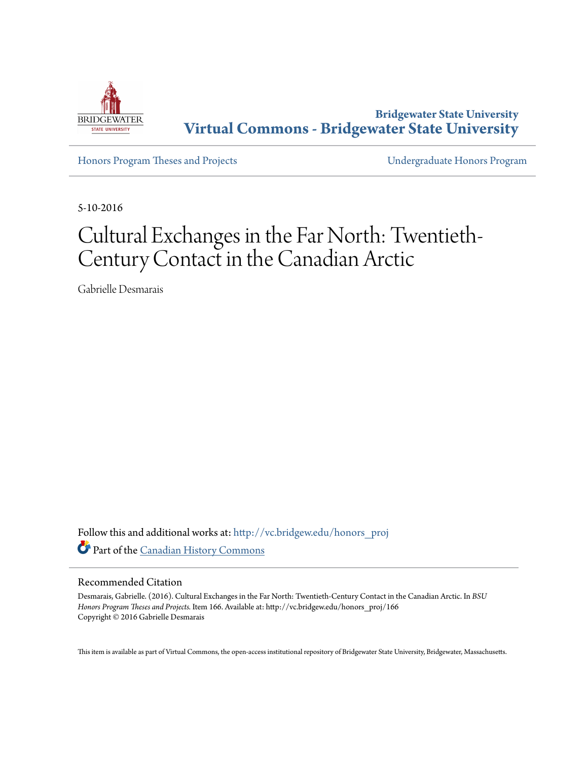Bridgewater State University

# Virtual Commons - Bridgewater State University

Honors Program Theses and Projects

Undergraduate Honors Program

5-10-2016

# Cultural Exchanges in the Far North: Twentieth-Century Contact in the Canadian Arctic

Gabrielle Desmarais

Follow this and additional works at: http://vc.bridgew.edu/honors_proj

Part of the Canadian History Commons

## Recommended Citation

Desmarais, Gabrielle. (2016). Cultural Exchanges in the Far North: Twentieth-Century Contact in the Canadian Arctic. In *BSU Honors Program Theses and Projects*. Item 166. Available at: http://vc.bridgew.edu/honors_proj/166
Copyright © 2016 Gabrielle Desmarais

This item is available as part of Virtual Commons, the open-access institutional repository of Bridgewater State University, Bridgewater, Massachusetts.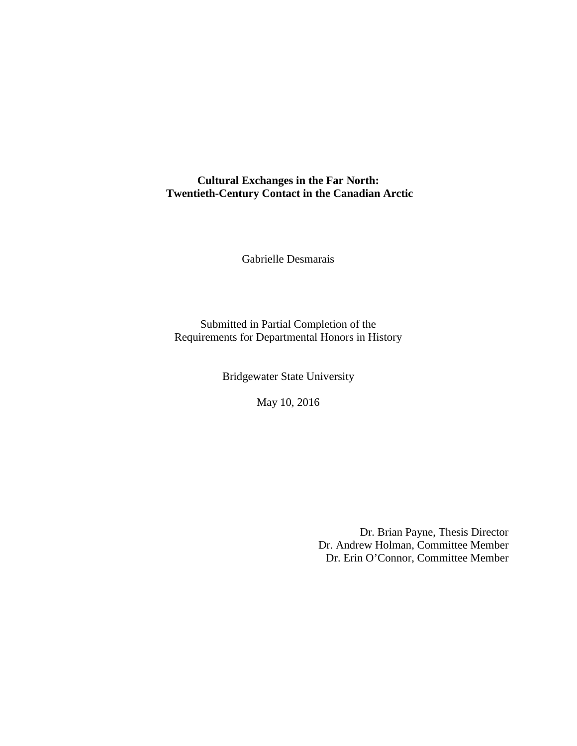**Cultural Exchanges in the Far North:**
**Twentieth-Century Contact in the Canadian Arctic**

Gabrielle Desmarais

Submitted in Partial Completion of the
Requirements for Departmental Honors in History

Bridgewater State University

May 10, 2016

Dr. Brian Payne, Thesis Director
Dr. Andrew Holman, Committee Member
Dr. Erin O'Connor, Committee Member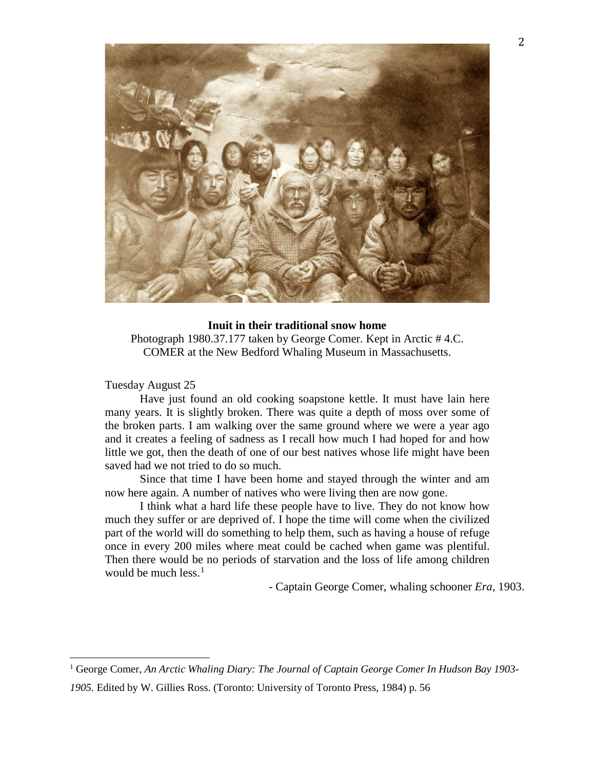**Inuit in their traditional snow home**

Photograph 1980.37.177 taken by George Comer. Kept in Arctic # 4.C. COMER at the New Bedford Whaling Museum in Massachusetts.

Tuesday August 25

Have just found an old cooking soapstone kettle. It must have lain here many years. It is slightly broken. There was quite a depth of moss over some of the broken parts. I am walking over the same ground where we were a year ago and it creates a feeling of sadness as I recall how much I had hoped for and how little we got, then the death of one of our best natives whose life might have been saved had we not tried to do so much.

Since that time I have been home and stayed through the winter and am now here again. A number of natives who were living then are now gone.

I think what a hard life these people have to live. They do not know how much they suffer or are deprived of. I hope the time will come when the civilized part of the world will do something to help them, such as having a house of refuge once in every 200 miles where meat could be cached when game was plentiful. Then there would be no periods of starvation and the loss of life among children would be much less.[1]

- Captain George Comer, whaling schooner *Era*, 1903.

[1] George Comer, *An Arctic Whaling Diary: The Journal of Captain George Comer In Hudson Bay 1903-1905.* Edited by W. Gillies Ross. (Toronto: University of Toronto Press, 1984) p. 56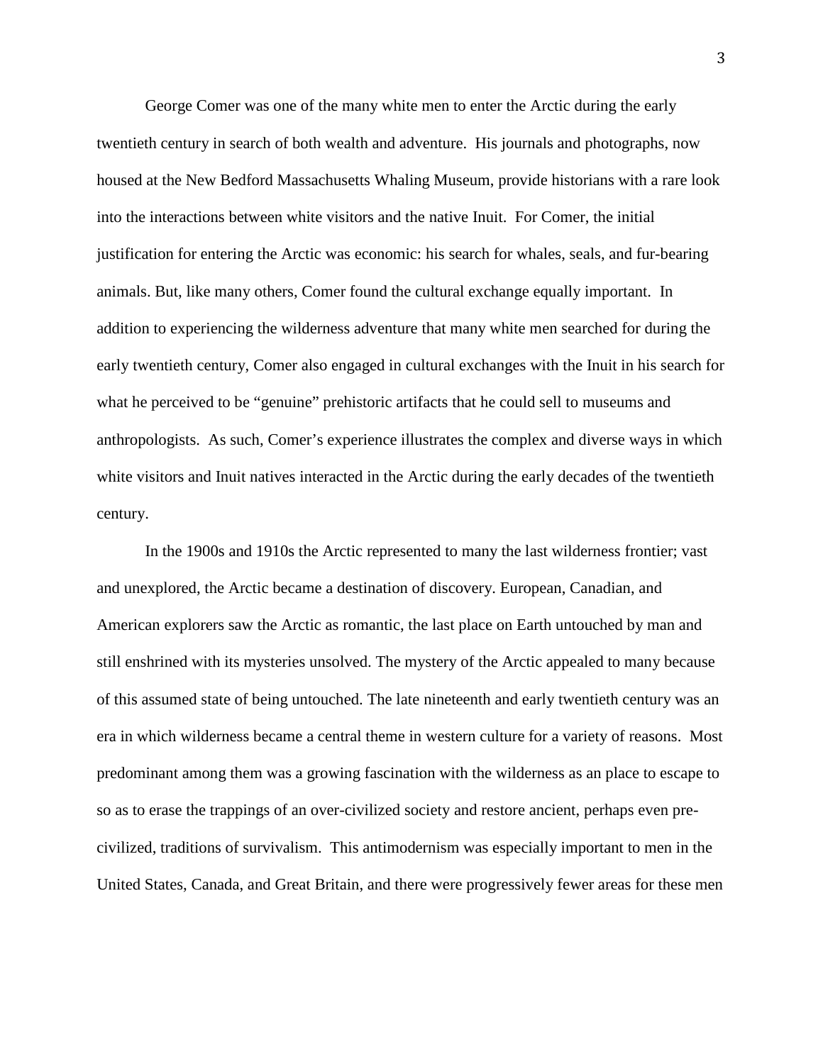George Comer was one of the many white men to enter the Arctic during the early twentieth century in search of both wealth and adventure. His journals and photographs, now housed at the New Bedford Massachusetts Whaling Museum, provide historians with a rare look into the interactions between white visitors and the native Inuit. For Comer, the initial justification for entering the Arctic was economic: his search for whales, seals, and fur-bearing animals. But, like many others, Comer found the cultural exchange equally important. In addition to experiencing the wilderness adventure that many white men searched for during the early twentieth century, Comer also engaged in cultural exchanges with the Inuit in his search for what he perceived to be "genuine" prehistoric artifacts that he could sell to museums and anthropologists. As such, Comer's experience illustrates the complex and diverse ways in which white visitors and Inuit natives interacted in the Arctic during the early decades of the twentieth century.

In the 1900s and 1910s the Arctic represented to many the last wilderness frontier; vast and unexplored, the Arctic became a destination of discovery. European, Canadian, and American explorers saw the Arctic as romantic, the last place on Earth untouched by man and still enshrined with its mysteries unsolved. The mystery of the Arctic appealed to many because of this assumed state of being untouched. The late nineteenth and early twentieth century was an era in which wilderness became a central theme in western culture for a variety of reasons. Most predominant among them was a growing fascination with the wilderness as an place to escape to so as to erase the trappings of an over-civilized society and restore ancient, perhaps even pre-civilized, traditions of survivalism. This antimodernism was especially important to men in the United States, Canada, and Great Britain, and there were progressively fewer areas for these men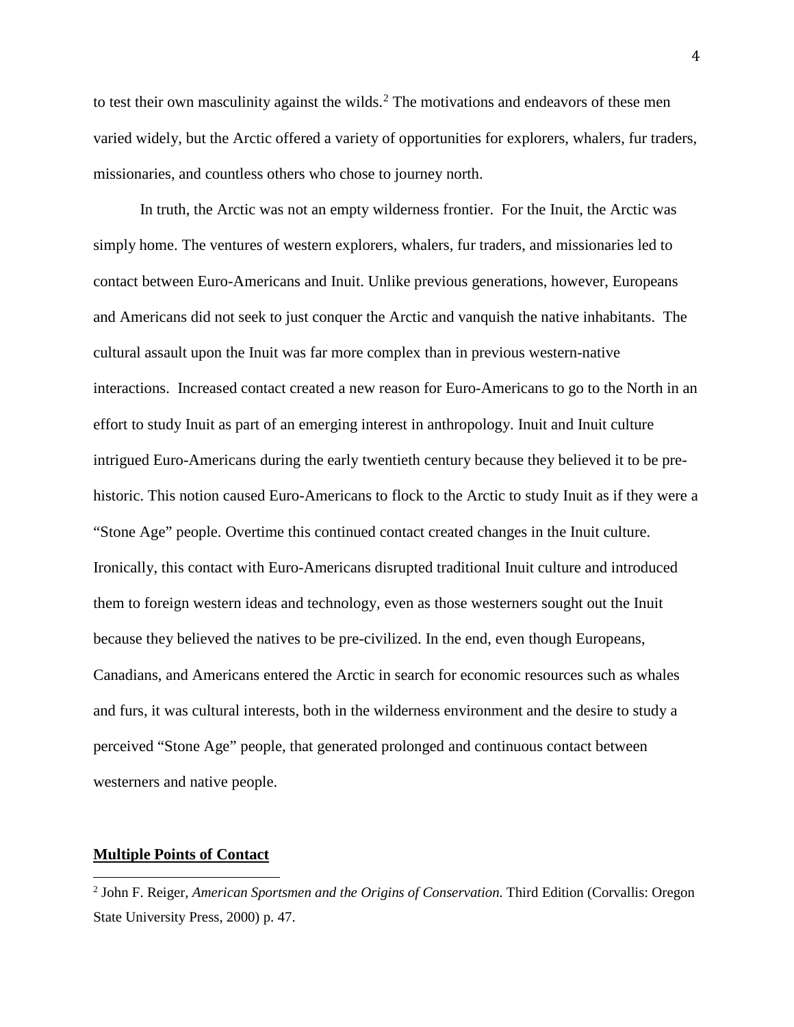to test their own masculinity against the wilds.[2] The motivations and endeavors of these men varied widely, but the Arctic offered a variety of opportunities for explorers, whalers, fur traders, missionaries, and countless others who chose to journey north.

In truth, the Arctic was not an empty wilderness frontier. For the Inuit, the Arctic was simply home. The ventures of western explorers, whalers, fur traders, and missionaries led to contact between Euro-Americans and Inuit. Unlike previous generations, however, Europeans and Americans did not seek to just conquer the Arctic and vanquish the native inhabitants. The cultural assault upon the Inuit was far more complex than in previous western-native interactions. Increased contact created a new reason for Euro-Americans to go to the North in an effort to study Inuit as part of an emerging interest in anthropology. Inuit and Inuit culture intrigued Euro-Americans during the early twentieth century because they believed it to be pre-historic. This notion caused Euro-Americans to flock to the Arctic to study Inuit as if they were a "Stone Age" people. Overtime this continued contact created changes in the Inuit culture. Ironically, this contact with Euro-Americans disrupted traditional Inuit culture and introduced them to foreign western ideas and technology, even as those westerners sought out the Inuit because they believed the natives to be pre-civilized. In the end, even though Europeans, Canadians, and Americans entered the Arctic in search for economic resources such as whales and furs, it was cultural interests, both in the wilderness environment and the desire to study a perceived "Stone Age" people, that generated prolonged and continuous contact between westerners and native people.

## Multiple Points of Contact

[2] John F. Reiger, *American Sportsmen and the Origins of Conservation.* Third Edition (Corvallis: Oregon State University Press, 2000) p. 47.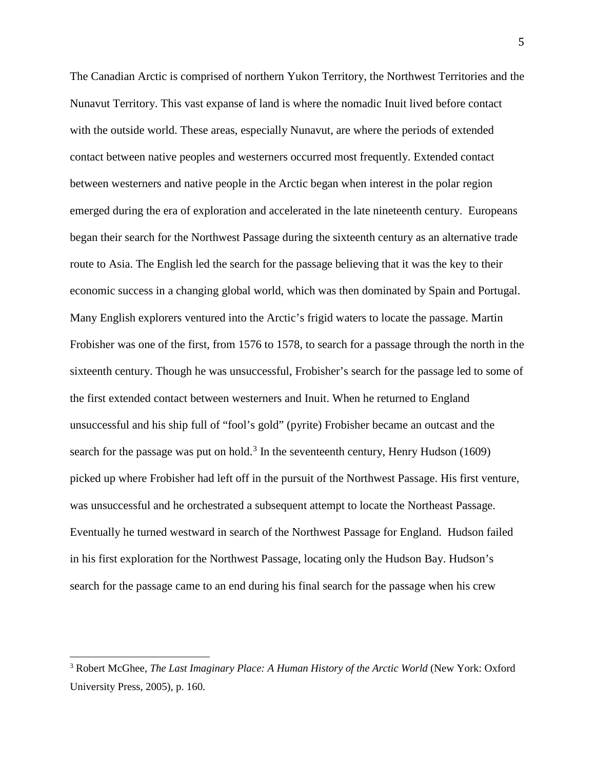The Canadian Arctic is comprised of northern Yukon Territory, the Northwest Territories and the Nunavut Territory. This vast expanse of land is where the nomadic Inuit lived before contact with the outside world. These areas, especially Nunavut, are where the periods of extended contact between native peoples and westerners occurred most frequently. Extended contact between westerners and native people in the Arctic began when interest in the polar region emerged during the era of exploration and accelerated in the late nineteenth century. Europeans began their search for the Northwest Passage during the sixteenth century as an alternative trade route to Asia. The English led the search for the passage believing that it was the key to their economic success in a changing global world, which was then dominated by Spain and Portugal. Many English explorers ventured into the Arctic's frigid waters to locate the passage. Martin Frobisher was one of the first, from 1576 to 1578, to search for a passage through the north in the sixteenth century. Though he was unsuccessful, Frobisher's search for the passage led to some of the first extended contact between westerners and Inuit. When he returned to England unsuccessful and his ship full of "fool's gold" (pyrite) Frobisher became an outcast and the search for the passage was put on hold.[3] In the seventeenth century, Henry Hudson (1609) picked up where Frobisher had left off in the pursuit of the Northwest Passage. His first venture, was unsuccessful and he orchestrated a subsequent attempt to locate the Northeast Passage. Eventually he turned westward in search of the Northwest Passage for England. Hudson failed in his first exploration for the Northwest Passage, locating only the Hudson Bay. Hudson's search for the passage came to an end during his final search for the passage when his crew

---

[3] Robert McGhee, *The Last Imaginary Place: A Human History of the Arctic World* (New York: Oxford University Press, 2005), p. 160.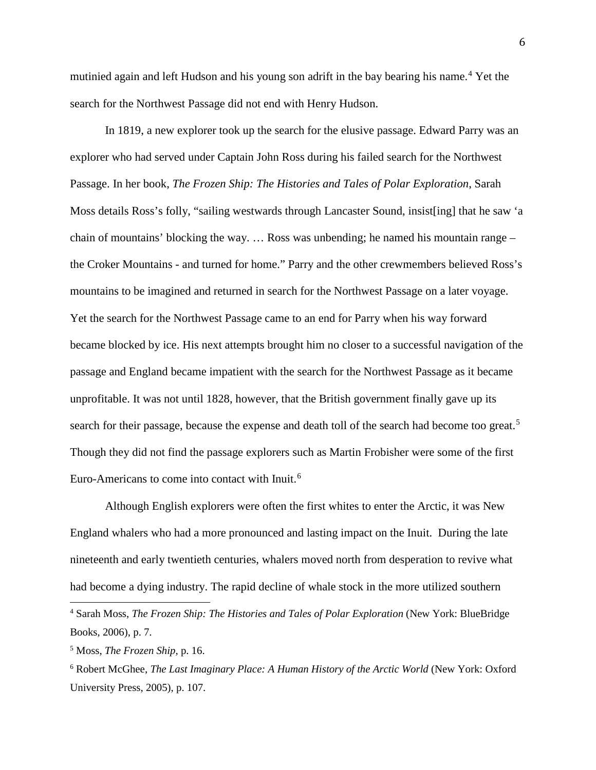mutinied again and left Hudson and his young son adrift in the bay bearing his name.[4] Yet the search for the Northwest Passage did not end with Henry Hudson.

In 1819, a new explorer took up the search for the elusive passage. Edward Parry was an explorer who had served under Captain John Ross during his failed search for the Northwest Passage. In her book, *The Frozen Ship: The Histories and Tales of Polar Exploration*, Sarah Moss details Ross's folly, "sailing westwards through Lancaster Sound, insist[ing] that he saw 'a chain of mountains' blocking the way. … Ross was unbending; he named his mountain range – the Croker Mountains - and turned for home." Parry and the other crewmembers believed Ross's mountains to be imagined and returned in search for the Northwest Passage on a later voyage. Yet the search for the Northwest Passage came to an end for Parry when his way forward became blocked by ice. His next attempts brought him no closer to a successful navigation of the passage and England became impatient with the search for the Northwest Passage as it became unprofitable. It was not until 1828, however, that the British government finally gave up its search for their passage, because the expense and death toll of the search had become too great.[5] Though they did not find the passage explorers such as Martin Frobisher were some of the first Euro-Americans to come into contact with Inuit.[6]

Although English explorers were often the first whites to enter the Arctic, it was New England whalers who had a more pronounced and lasting impact on the Inuit. During the late nineteenth and early twentieth centuries, whalers moved north from desperation to revive what had become a dying industry. The rapid decline of whale stock in the more utilized southern

[4] Sarah Moss, *The Frozen Ship: The Histories and Tales of Polar Exploration* (New York: BlueBridge Books, 2006), p. 7.

[5] Moss, *The Frozen Ship*, p. 16.

[6] Robert McGhee, *The Last Imaginary Place: A Human History of the Arctic World* (New York: Oxford University Press, 2005), p. 107.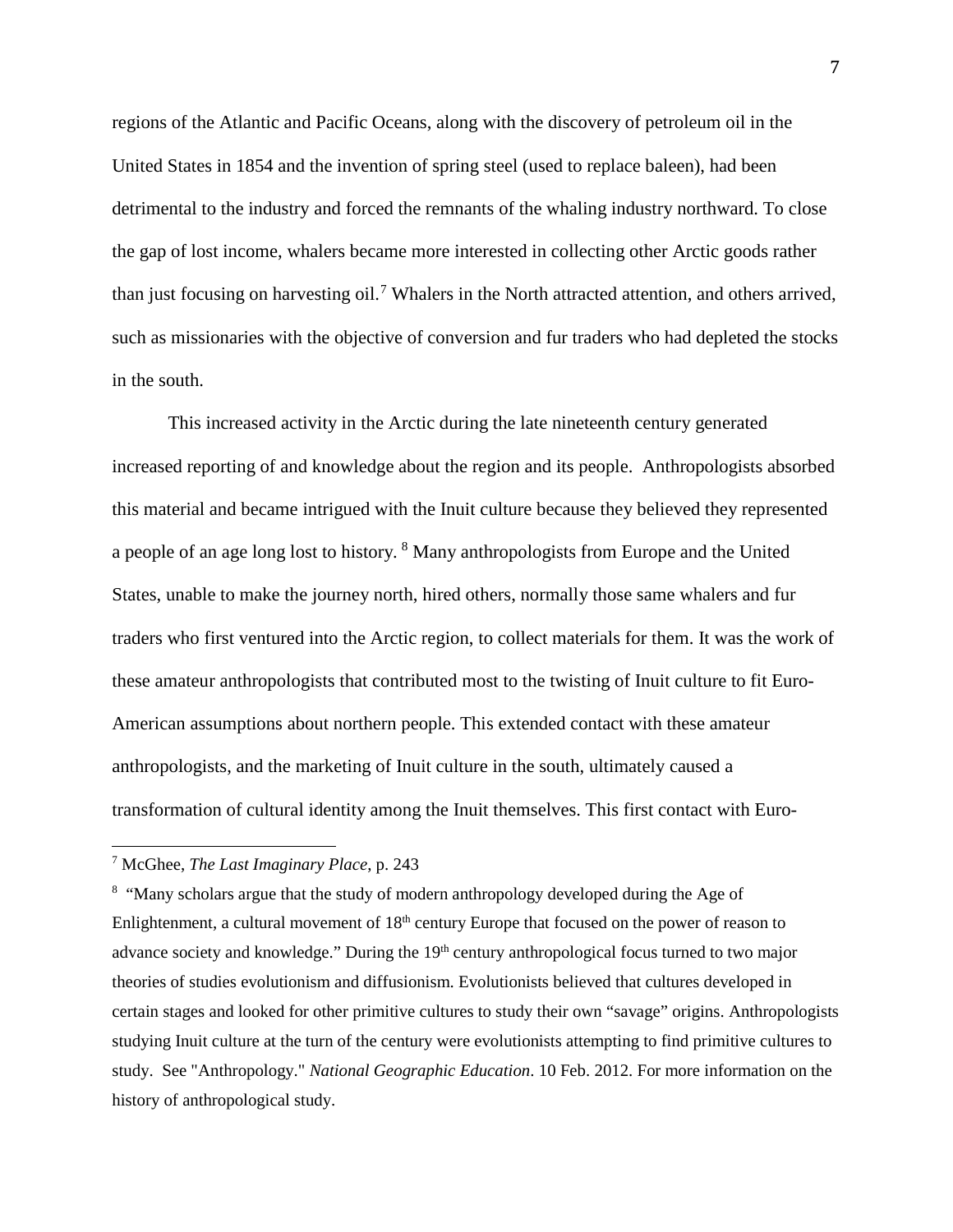regions of the Atlantic and Pacific Oceans, along with the discovery of petroleum oil in the United States in 1854 and the invention of spring steel (used to replace baleen), had been detrimental to the industry and forced the remnants of the whaling industry northward. To close the gap of lost income, whalers became more interested in collecting other Arctic goods rather than just focusing on harvesting oil.[7] Whalers in the North attracted attention, and others arrived, such as missionaries with the objective of conversion and fur traders who had depleted the stocks in the south.

This increased activity in the Arctic during the late nineteenth century generated increased reporting of and knowledge about the region and its people. Anthropologists absorbed this material and became intrigued with the Inuit culture because they believed they represented a people of an age long lost to history. [8] Many anthropologists from Europe and the United States, unable to make the journey north, hired others, normally those same whalers and fur traders who first ventured into the Arctic region, to collect materials for them. It was the work of these amateur anthropologists that contributed most to the twisting of Inuit culture to fit Euro-American assumptions about northern people. This extended contact with these amateur anthropologists, and the marketing of Inuit culture in the south, ultimately caused a transformation of cultural identity among the Inuit themselves. This first contact with Euro-

---

[7] McGhee, *The Last Imaginary Place*, p. 243

[8] "Many scholars argue that the study of modern anthropology developed during the Age of Enlightenment, a cultural movement of 18th century Europe that focused on the power of reason to advance society and knowledge." During the 19th century anthropological focus turned to two major theories of studies evolutionism and diffusionism. Evolutionists believed that cultures developed in certain stages and looked for other primitive cultures to study their own "savage" origins. Anthropologists studying Inuit culture at the turn of the century were evolutionists attempting to find primitive cultures to study. See "Anthropology." *National Geographic Education*. 10 Feb. 2012. For more information on the history of anthropological study.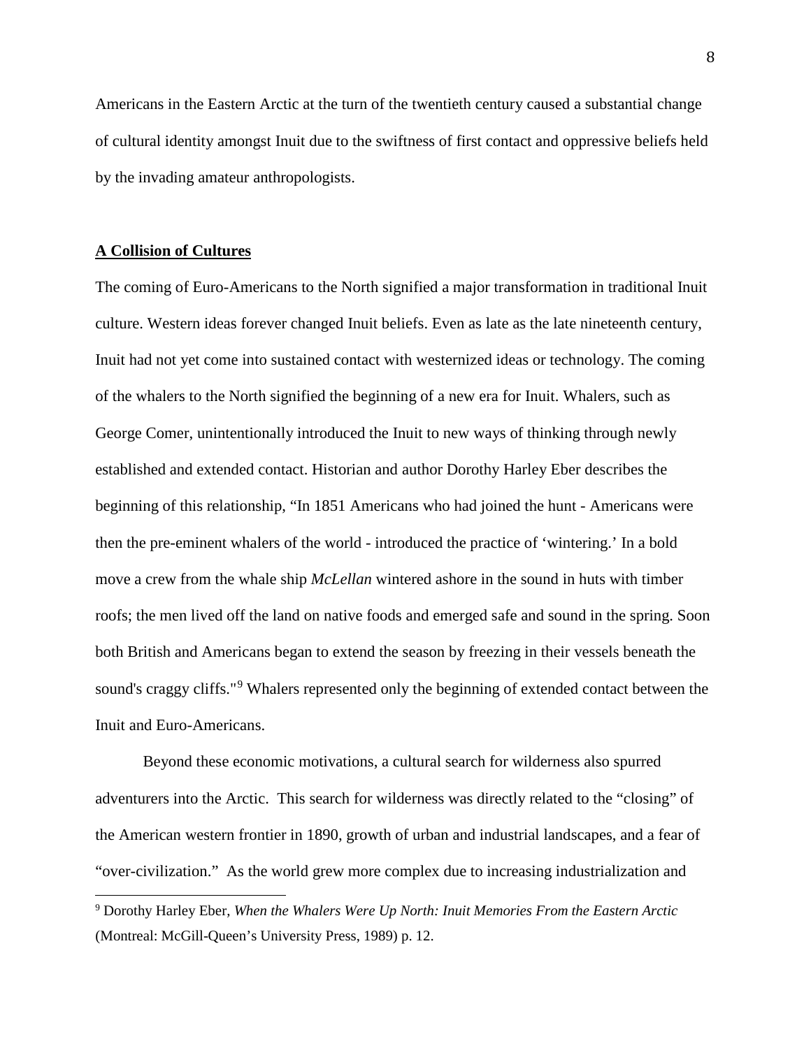Americans in the Eastern Arctic at the turn of the twentieth century caused a substantial change of cultural identity amongst Inuit due to the swiftness of first contact and oppressive beliefs held by the invading amateur anthropologists.

## **A Collision of Cultures**

The coming of Euro-Americans to the North signified a major transformation in traditional Inuit culture. Western ideas forever changed Inuit beliefs. Even as late as the late nineteenth century, Inuit had not yet come into sustained contact with westernized ideas or technology. The coming of the whalers to the North signified the beginning of a new era for Inuit. Whalers, such as George Comer, unintentionally introduced the Inuit to new ways of thinking through newly established and extended contact. Historian and author Dorothy Harley Eber describes the beginning of this relationship, "In 1851 Americans who had joined the hunt - Americans were then the pre-eminent whalers of the world - introduced the practice of 'wintering.' In a bold move a crew from the whale ship *McLellan* wintered ashore in the sound in huts with timber roofs; the men lived off the land on native foods and emerged safe and sound in the spring. Soon both British and Americans began to extend the season by freezing in their vessels beneath the sound's craggy cliffs."[9] Whalers represented only the beginning of extended contact between the Inuit and Euro-Americans.

Beyond these economic motivations, a cultural search for wilderness also spurred adventurers into the Arctic. This search for wilderness was directly related to the "closing" of the American western frontier in 1890, growth of urban and industrial landscapes, and a fear of "over-civilization." As the world grew more complex due to increasing industrialization and

[9] Dorothy Harley Eber, *When the Whalers Were Up North: Inuit Memories From the Eastern Arctic* (Montreal: McGill-Queen's University Press, 1989) p. 12.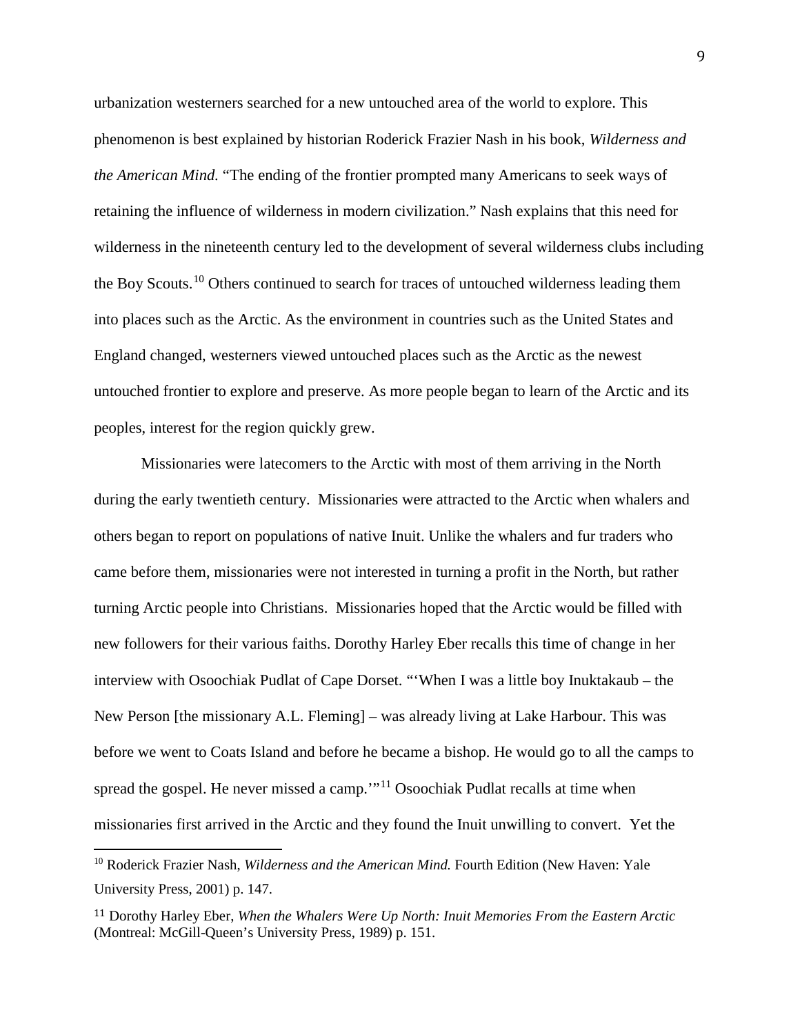urbanization westerners searched for a new untouched area of the world to explore. This phenomenon is best explained by historian Roderick Frazier Nash in his book, *Wilderness and the American Mind.* "The ending of the frontier prompted many Americans to seek ways of retaining the influence of wilderness in modern civilization." Nash explains that this need for wilderness in the nineteenth century led to the development of several wilderness clubs including the Boy Scouts.[10] Others continued to search for traces of untouched wilderness leading them into places such as the Arctic. As the environment in countries such as the United States and England changed, westerners viewed untouched places such as the Arctic as the newest untouched frontier to explore and preserve. As more people began to learn of the Arctic and its peoples, interest for the region quickly grew.

Missionaries were latecomers to the Arctic with most of them arriving in the North during the early twentieth century. Missionaries were attracted to the Arctic when whalers and others began to report on populations of native Inuit. Unlike the whalers and fur traders who came before them, missionaries were not interested in turning a profit in the North, but rather turning Arctic people into Christians. Missionaries hoped that the Arctic would be filled with new followers for their various faiths. Dorothy Harley Eber recalls this time of change in her interview with Osoochiak Pudlat of Cape Dorset. "'When I was a little boy Inuktakaub – the New Person [the missionary A.L. Fleming] – was already living at Lake Harbour. This was before we went to Coats Island and before he became a bishop. He would go to all the camps to spread the gospel. He never missed a camp.'"[11] Osoochiak Pudlat recalls at time when missionaries first arrived in the Arctic and they found the Inuit unwilling to convert. Yet the

---

[10] Roderick Frazier Nash, *Wilderness and the American Mind.* Fourth Edition (New Haven: Yale University Press, 2001) p. 147.

[11] Dorothy Harley Eber, *When the Whalers Were Up North: Inuit Memories From the Eastern Arctic* (Montreal: McGill-Queen's University Press, 1989) p. 151.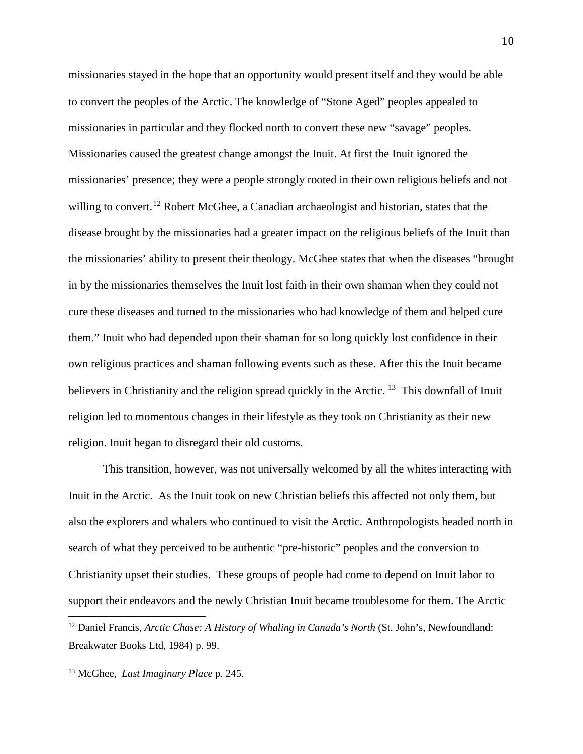missionaries stayed in the hope that an opportunity would present itself and they would be able to convert the peoples of the Arctic. The knowledge of "Stone Aged" peoples appealed to missionaries in particular and they flocked north to convert these new "savage" peoples. Missionaries caused the greatest change amongst the Inuit. At first the Inuit ignored the missionaries' presence; they were a people strongly rooted in their own religious beliefs and not willing to convert.[12] Robert McGhee, a Canadian archaeologist and historian, states that the disease brought by the missionaries had a greater impact on the religious beliefs of the Inuit than the missionaries' ability to present their theology. McGhee states that when the diseases "brought in by the missionaries themselves the Inuit lost faith in their own shaman when they could not cure these diseases and turned to the missionaries who had knowledge of them and helped cure them." Inuit who had depended upon their shaman for so long quickly lost confidence in their own religious practices and shaman following events such as these. After this the Inuit became believers in Christianity and the religion spread quickly in the Arctic.[13] This downfall of Inuit religion led to momentous changes in their lifestyle as they took on Christianity as their new religion. Inuit began to disregard their old customs.

This transition, however, was not universally welcomed by all the whites interacting with Inuit in the Arctic. As the Inuit took on new Christian beliefs this affected not only them, but also the explorers and whalers who continued to visit the Arctic. Anthropologists headed north in search of what they perceived to be authentic "pre-historic" peoples and the conversion to Christianity upset their studies. These groups of people had come to depend on Inuit labor to support their endeavors and the newly Christian Inuit became troublesome for them. The Arctic

---

[12] Daniel Francis, *Arctic Chase: A History of Whaling in Canada's North* (St. John's, Newfoundland: Breakwater Books Ltd, 1984) p. 99.

[13] McGhee, *Last Imaginary Place* p. 245.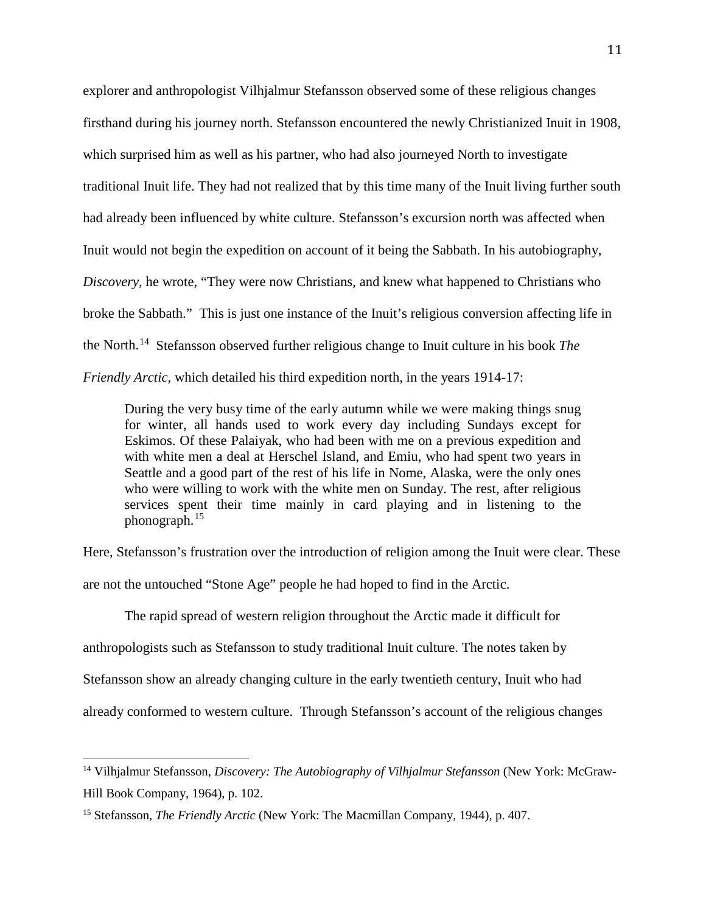explorer and anthropologist Vilhjalmur Stefansson observed some of these religious changes firsthand during his journey north. Stefansson encountered the newly Christianized Inuit in 1908, which surprised him as well as his partner, who had also journeyed North to investigate traditional Inuit life. They had not realized that by this time many of the Inuit living further south had already been influenced by white culture. Stefansson's excursion north was affected when Inuit would not begin the expedition on account of it being the Sabbath. In his autobiography, *Discovery*, he wrote, "They were now Christians, and knew what happened to Christians who broke the Sabbath." This is just one instance of the Inuit's religious conversion affecting life in the North.[14] Stefansson observed further religious change to Inuit culture in his book *The Friendly Arctic*, which detailed his third expedition north, in the years 1914-17:

> During the very busy time of the early autumn while we were making things snug for winter, all hands used to work every day including Sundays except for Eskimos. Of these Palaiyak, who had been with me on a previous expedition and with white men a deal at Herschel Island, and Emiu, who had spent two years in Seattle and a good part of the rest of his life in Nome, Alaska, were the only ones who were willing to work with the white men on Sunday. The rest, after religious services spent their time mainly in card playing and in listening to the phonograph.[15]

Here, Stefansson's frustration over the introduction of religion among the Inuit were clear. These are not the untouched "Stone Age" people he had hoped to find in the Arctic.

The rapid spread of western religion throughout the Arctic made it difficult for anthropologists such as Stefansson to study traditional Inuit culture. The notes taken by Stefansson show an already changing culture in the early twentieth century, Inuit who had already conformed to western culture. Through Stefansson's account of the religious changes

---

[14] Vilhjalmur Stefansson, *Discovery: The Autobiography of Vilhjalmur Stefansson* (New York: McGraw-Hill Book Company, 1964), p. 102.

[15] Stefansson, *The Friendly Arctic* (New York: The Macmillan Company, 1944), p. 407.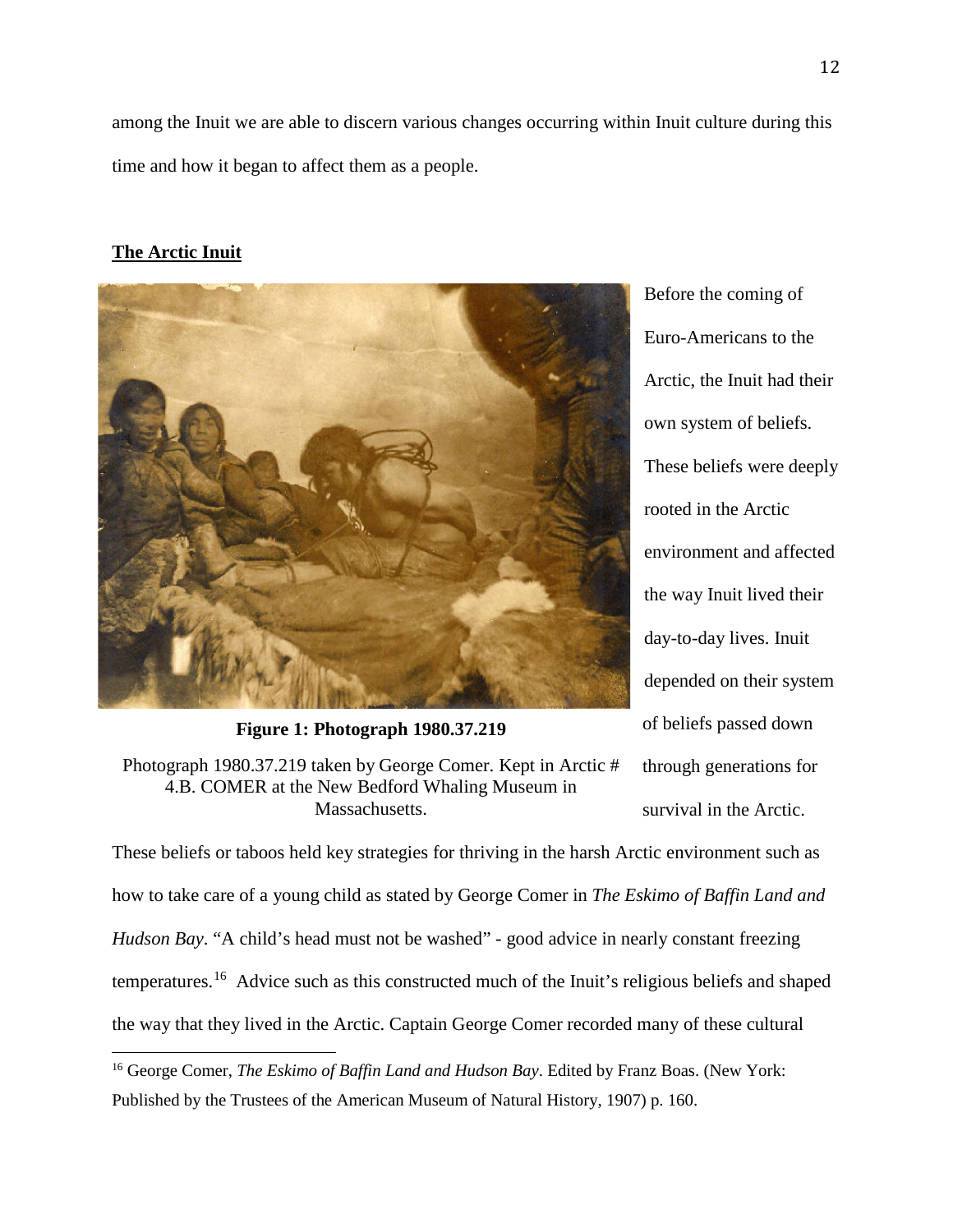among the Inuit we are able to discern various changes occurring within Inuit culture during this time and how it began to affect them as a people.

**The Arctic Inuit**

**Figure 1: Photograph 1980.37.219**

Photograph 1980.37.219 taken by George Comer. Kept in Arctic # 4.B. COMER at the New Bedford Whaling Museum in Massachusetts.

Before the coming of Euro-Americans to the Arctic, the Inuit had their own system of beliefs. These beliefs were deeply rooted in the Arctic environment and affected the way Inuit lived their day-to-day lives. Inuit depended on their system of beliefs passed down through generations for survival in the Arctic. These beliefs or taboos held key strategies for thriving in the harsh Arctic environment such as how to take care of a young child as stated by George Comer in *The Eskimo of Baffin Land and Hudson Bay*. "A child's head must not be washed" - good advice in nearly constant freezing temperatures.[16] Advice such as this constructed much of the Inuit's religious beliefs and shaped the way that they lived in the Arctic. Captain George Comer recorded many of these cultural

[16] George Comer, *The Eskimo of Baffin Land and Hudson Bay*. Edited by Franz Boas. (New York: Published by the Trustees of the American Museum of Natural History, 1907) p. 160.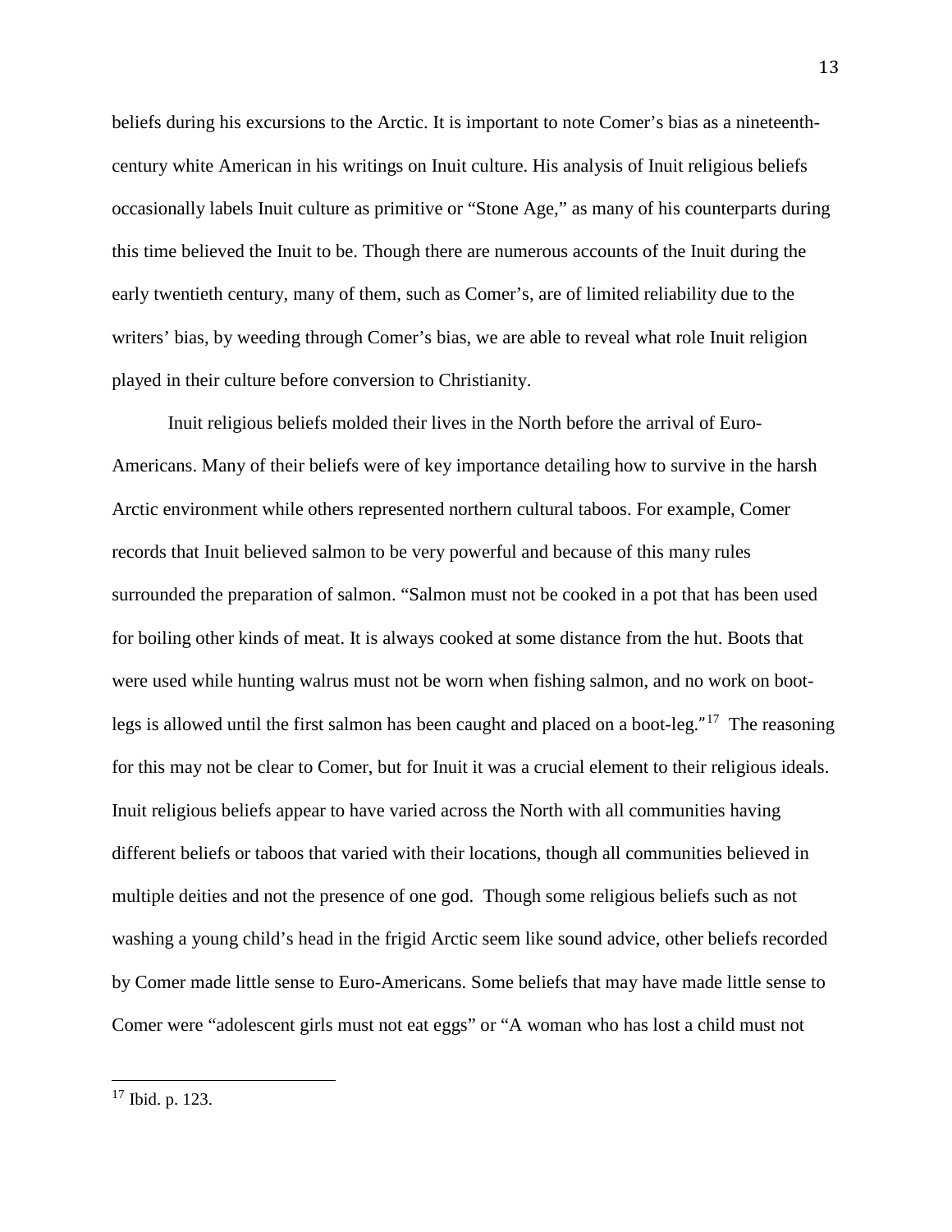beliefs during his excursions to the Arctic. It is important to note Comer's bias as a nineteenth-century white American in his writings on Inuit culture. His analysis of Inuit religious beliefs occasionally labels Inuit culture as primitive or "Stone Age," as many of his counterparts during this time believed the Inuit to be. Though there are numerous accounts of the Inuit during the early twentieth century, many of them, such as Comer's, are of limited reliability due to the writers' bias, by weeding through Comer's bias, we are able to reveal what role Inuit religion played in their culture before conversion to Christianity.

Inuit religious beliefs molded their lives in the North before the arrival of Euro-Americans. Many of their beliefs were of key importance detailing how to survive in the harsh Arctic environment while others represented northern cultural taboos. For example, Comer records that Inuit believed salmon to be very powerful and because of this many rules surrounded the preparation of salmon. "Salmon must not be cooked in a pot that has been used for boiling other kinds of meat. It is always cooked at some distance from the hut. Boots that were used while hunting walrus must not be worn when fishing salmon, and no work on boot-legs is allowed until the first salmon has been caught and placed on a boot-leg."[17] The reasoning for this may not be clear to Comer, but for Inuit it was a crucial element to their religious ideals. Inuit religious beliefs appear to have varied across the North with all communities having different beliefs or taboos that varied with their locations, though all communities believed in multiple deities and not the presence of one god. Though some religious beliefs such as not washing a young child's head in the frigid Arctic seem like sound advice, other beliefs recorded by Comer made little sense to Euro-Americans. Some beliefs that may have made little sense to Comer were "adolescent girls must not eat eggs" or "A woman who has lost a child must not

---

[17] Ibid. p. 123.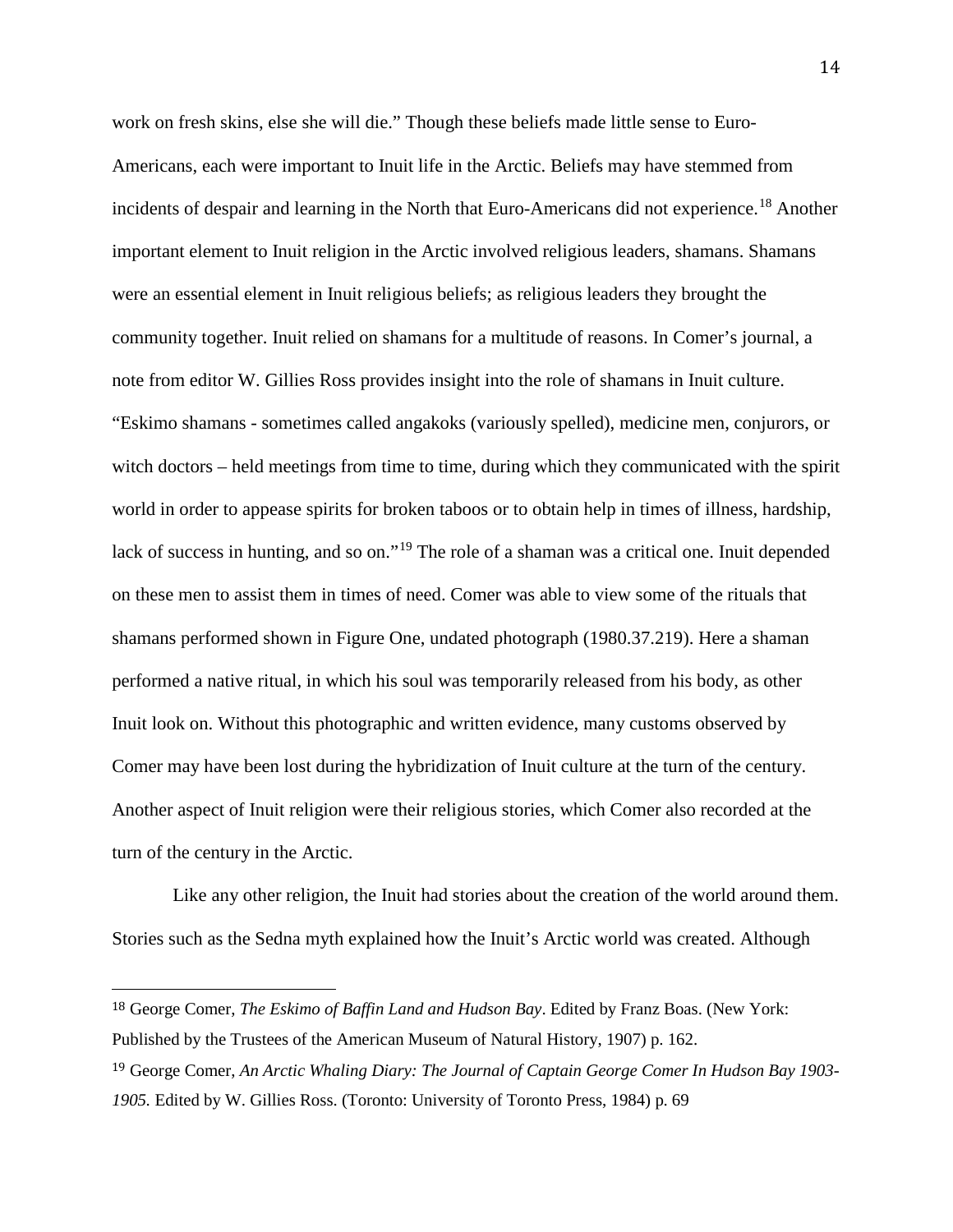work on fresh skins, else she will die." Though these beliefs made little sense to Euro-Americans, each were important to Inuit life in the Arctic. Beliefs may have stemmed from incidents of despair and learning in the North that Euro-Americans did not experience.[18] Another important element to Inuit religion in the Arctic involved religious leaders, shamans. Shamans were an essential element in Inuit religious beliefs; as religious leaders they brought the community together. Inuit relied on shamans for a multitude of reasons. In Comer's journal, a note from editor W. Gillies Ross provides insight into the role of shamans in Inuit culture. "Eskimo shamans - sometimes called angakoks (variously spelled), medicine men, conjurors, or witch doctors – held meetings from time to time, during which they communicated with the spirit world in order to appease spirits for broken taboos or to obtain help in times of illness, hardship, lack of success in hunting, and so on."[19] The role of a shaman was a critical one. Inuit depended on these men to assist them in times of need. Comer was able to view some of the rituals that shamans performed shown in Figure One, undated photograph (1980.37.219). Here a shaman performed a native ritual, in which his soul was temporarily released from his body, as other Inuit look on. Without this photographic and written evidence, many customs observed by Comer may have been lost during the hybridization of Inuit culture at the turn of the century. Another aspect of Inuit religion were their religious stories, which Comer also recorded at the turn of the century in the Arctic.

Like any other religion, the Inuit had stories about the creation of the world around them. Stories such as the Sedna myth explained how the Inuit's Arctic world was created. Although

---

[18] George Comer, *The Eskimo of Baffin Land and Hudson Bay*. Edited by Franz Boas. (New York: Published by the Trustees of the American Museum of Natural History, 1907) p. 162.

[19] George Comer, *An Arctic Whaling Diary: The Journal of Captain George Comer In Hudson Bay 1903-1905.* Edited by W. Gillies Ross. (Toronto: University of Toronto Press, 1984) p. 69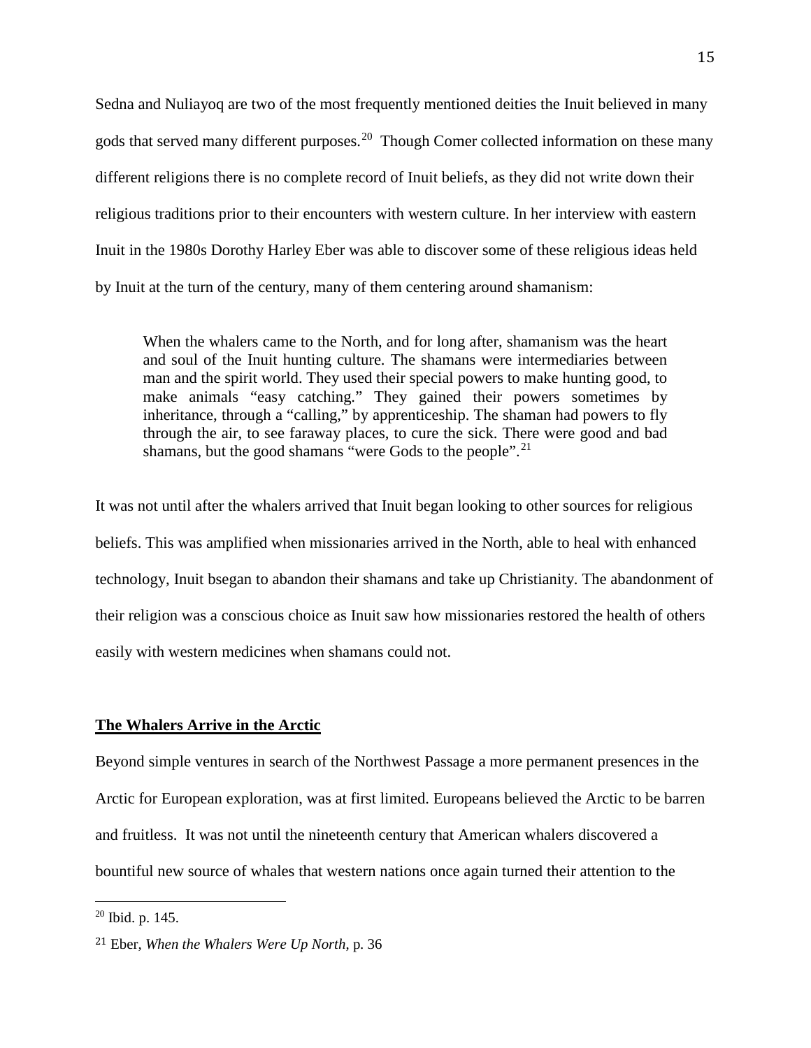Sedna and Nuliayoq are two of the most frequently mentioned deities the Inuit believed in many gods that served many different purposes.[20] Though Comer collected information on these many different religions there is no complete record of Inuit beliefs, as they did not write down their religious traditions prior to their encounters with western culture. In her interview with eastern Inuit in the 1980s Dorothy Harley Eber was able to discover some of these religious ideas held by Inuit at the turn of the century, many of them centering around shamanism:

> When the whalers came to the North, and for long after, shamanism was the heart and soul of the Inuit hunting culture. The shamans were intermediaries between man and the spirit world. They used their special powers to make hunting good, to make animals "easy catching." They gained their powers sometimes by inheritance, through a "calling," by apprenticeship. The shaman had powers to fly through the air, to see faraway places, to cure the sick. There were good and bad shamans, but the good shamans "were Gods to the people".[21]

It was not until after the whalers arrived that Inuit began looking to other sources for religious beliefs. This was amplified when missionaries arrived in the North, able to heal with enhanced technology, Inuit bsegan to abandon their shamans and take up Christianity. The abandonment of their religion was a conscious choice as Inuit saw how missionaries restored the health of others easily with western medicines when shamans could not.

## The Whalers Arrive in the Arctic

Beyond simple ventures in search of the Northwest Passage a more permanent presences in the Arctic for European exploration, was at first limited. Europeans believed the Arctic to be barren and fruitless. It was not until the nineteenth century that American whalers discovered a bountiful new source of whales that western nations once again turned their attention to the

---

[20] Ibid. p. 145.

[21] Eber, *When the Whalers Were Up North*, p. 36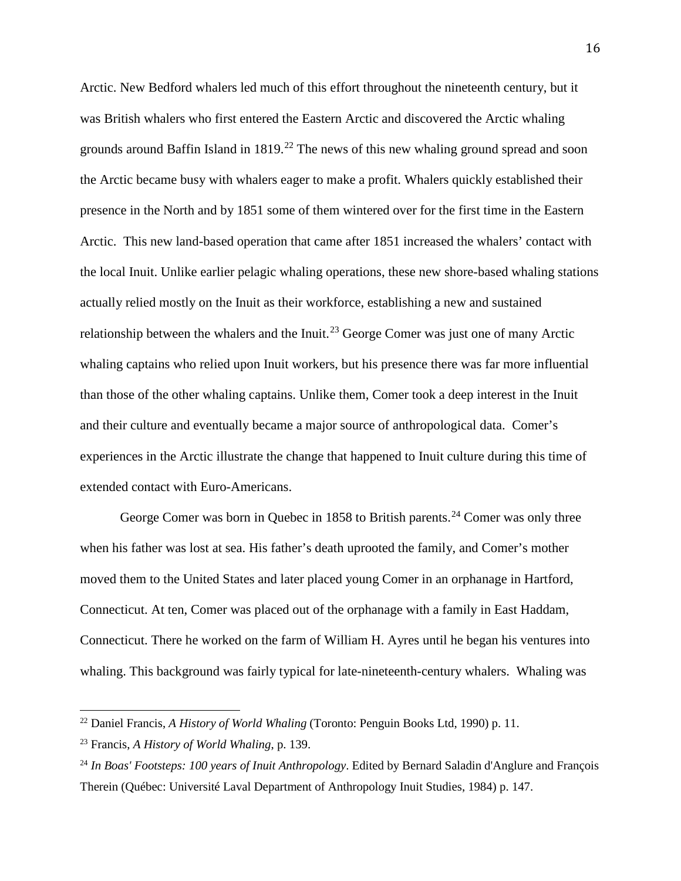Arctic. New Bedford whalers led much of this effort throughout the nineteenth century, but it was British whalers who first entered the Eastern Arctic and discovered the Arctic whaling grounds around Baffin Island in 1819.[22] The news of this new whaling ground spread and soon the Arctic became busy with whalers eager to make a profit. Whalers quickly established their presence in the North and by 1851 some of them wintered over for the first time in the Eastern Arctic. This new land-based operation that came after 1851 increased the whalers' contact with the local Inuit. Unlike earlier pelagic whaling operations, these new shore-based whaling stations actually relied mostly on the Inuit as their workforce, establishing a new and sustained relationship between the whalers and the Inuit.[23] George Comer was just one of many Arctic whaling captains who relied upon Inuit workers, but his presence there was far more influential than those of the other whaling captains. Unlike them, Comer took a deep interest in the Inuit and their culture and eventually became a major source of anthropological data. Comer's experiences in the Arctic illustrate the change that happened to Inuit culture during this time of extended contact with Euro-Americans.

George Comer was born in Quebec in 1858 to British parents.[24] Comer was only three when his father was lost at sea. His father's death uprooted the family, and Comer's mother moved them to the United States and later placed young Comer in an orphanage in Hartford, Connecticut. At ten, Comer was placed out of the orphanage with a family in East Haddam, Connecticut. There he worked on the farm of William H. Ayres until he began his ventures into whaling. This background was fairly typical for late-nineteenth-century whalers. Whaling was

---

[22] Daniel Francis, *A History of World Whaling* (Toronto: Penguin Books Ltd, 1990) p. 11.

[23] Francis, *A History of World Whaling*, p. 139.

[24] *In Boas' Footsteps: 100 years of Inuit Anthropology*. Edited by Bernard Saladin d'Anglure and François Therein (Québec: Université Laval Department of Anthropology Inuit Studies, 1984) p. 147.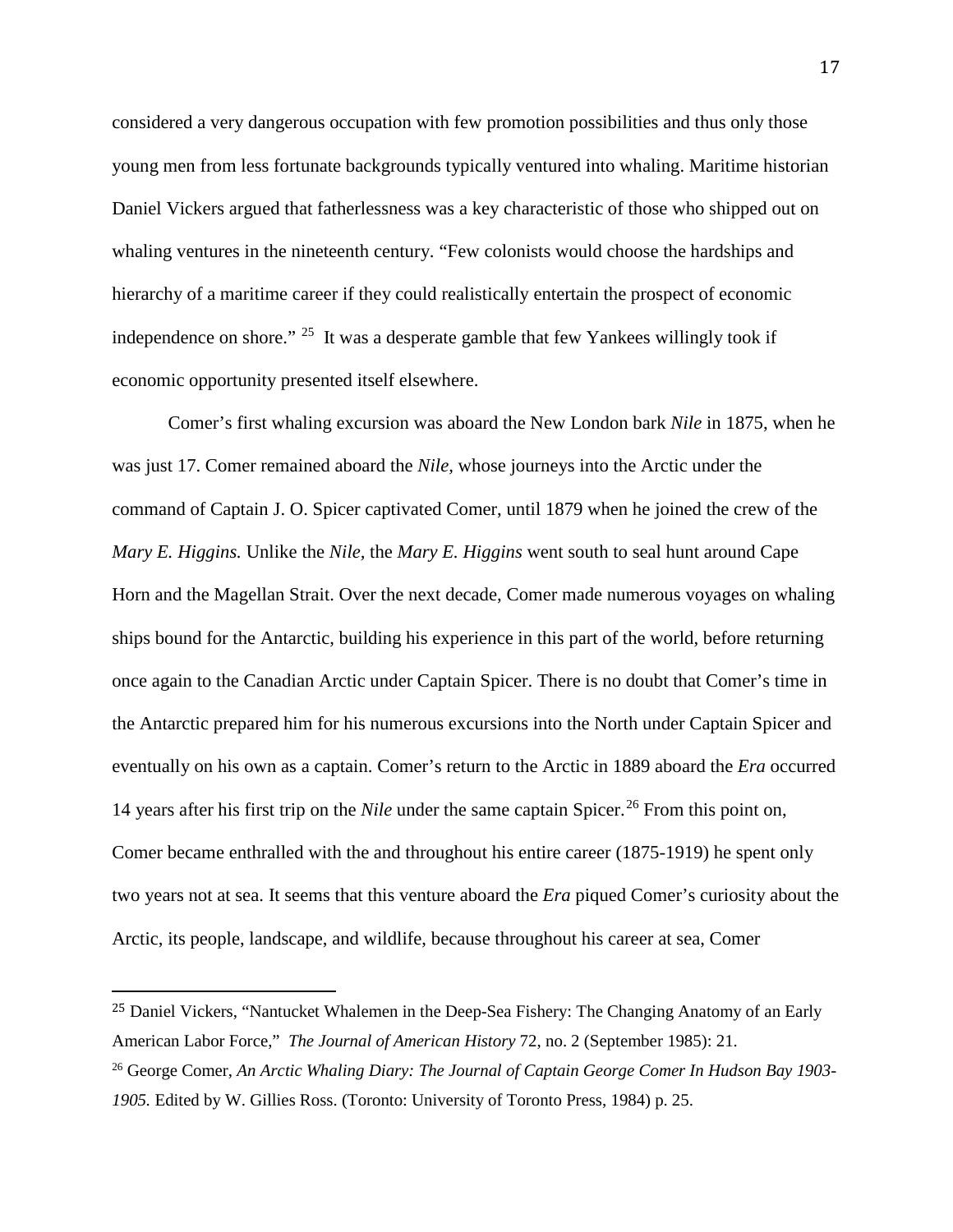considered a very dangerous occupation with few promotion possibilities and thus only those young men from less fortunate backgrounds typically ventured into whaling. Maritime historian Daniel Vickers argued that fatherlessness was a key characteristic of those who shipped out on whaling ventures in the nineteenth century. "Few colonists would choose the hardships and hierarchy of a maritime career if they could realistically entertain the prospect of economic independence on shore." [25] It was a desperate gamble that few Yankees willingly took if economic opportunity presented itself elsewhere.

Comer's first whaling excursion was aboard the New London bark *Nile* in 1875, when he was just 17. Comer remained aboard the *Nile,* whose journeys into the Arctic under the command of Captain J. O. Spicer captivated Comer, until 1879 when he joined the crew of the *Mary E. Higgins.* Unlike the *Nile,* the *Mary E. Higgins* went south to seal hunt around Cape Horn and the Magellan Strait. Over the next decade, Comer made numerous voyages on whaling ships bound for the Antarctic, building his experience in this part of the world, before returning once again to the Canadian Arctic under Captain Spicer. There is no doubt that Comer's time in the Antarctic prepared him for his numerous excursions into the North under Captain Spicer and eventually on his own as a captain. Comer's return to the Arctic in 1889 aboard the *Era* occurred 14 years after his first trip on the *Nile* under the same captain Spicer.[26] From this point on, Comer became enthralled with the and throughout his entire career (1875-1919) he spent only two years not at sea. It seems that this venture aboard the *Era* piqued Comer's curiosity about the Arctic, its people, landscape, and wildlife, because throughout his career at sea, Comer

---

[25] Daniel Vickers, "Nantucket Whalemen in the Deep-Sea Fishery: The Changing Anatomy of an Early American Labor Force," *The Journal of American History* 72, no. 2 (September 1985): 21.

[26] George Comer, *An Arctic Whaling Diary: The Journal of Captain George Comer In Hudson Bay 1903-1905.* Edited by W. Gillies Ross. (Toronto: University of Toronto Press, 1984) p. 25.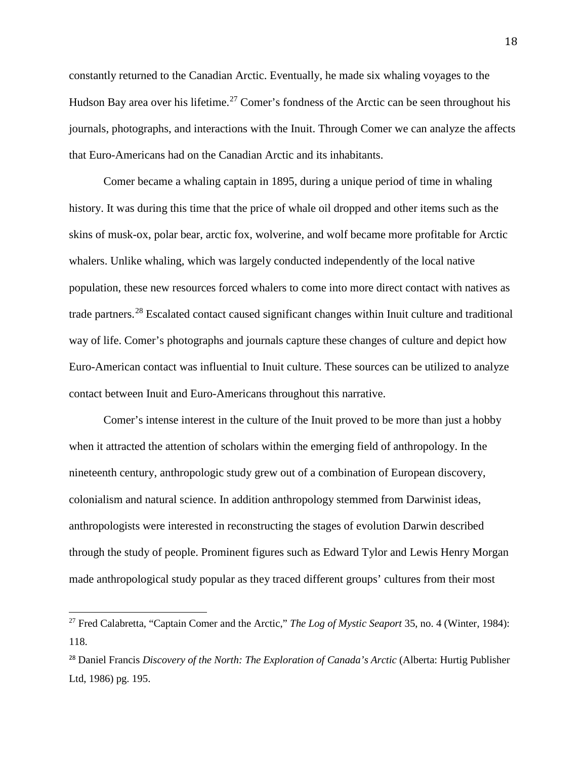constantly returned to the Canadian Arctic. Eventually, he made six whaling voyages to the Hudson Bay area over his lifetime.[27] Comer's fondness of the Arctic can be seen throughout his journals, photographs, and interactions with the Inuit. Through Comer we can analyze the affects that Euro-Americans had on the Canadian Arctic and its inhabitants.

Comer became a whaling captain in 1895, during a unique period of time in whaling history. It was during this time that the price of whale oil dropped and other items such as the skins of musk-ox, polar bear, arctic fox, wolverine, and wolf became more profitable for Arctic whalers. Unlike whaling, which was largely conducted independently of the local native population, these new resources forced whalers to come into more direct contact with natives as trade partners.[28] Escalated contact caused significant changes within Inuit culture and traditional way of life. Comer's photographs and journals capture these changes of culture and depict how Euro-American contact was influential to Inuit culture. These sources can be utilized to analyze contact between Inuit and Euro-Americans throughout this narrative.

Comer's intense interest in the culture of the Inuit proved to be more than just a hobby when it attracted the attention of scholars within the emerging field of anthropology. In the nineteenth century, anthropologic study grew out of a combination of European discovery, colonialism and natural science. In addition anthropology stemmed from Darwinist ideas, anthropologists were interested in reconstructing the stages of evolution Darwin described through the study of people. Prominent figures such as Edward Tylor and Lewis Henry Morgan made anthropological study popular as they traced different groups' cultures from their most

---

[27] Fred Calabretta, "Captain Comer and the Arctic," *The Log of Mystic Seaport* 35, no. 4 (Winter, 1984): 118.

[28] Daniel Francis *Discovery of the North: The Exploration of Canada's Arctic* (Alberta: Hurtig Publisher Ltd, 1986) pg. 195.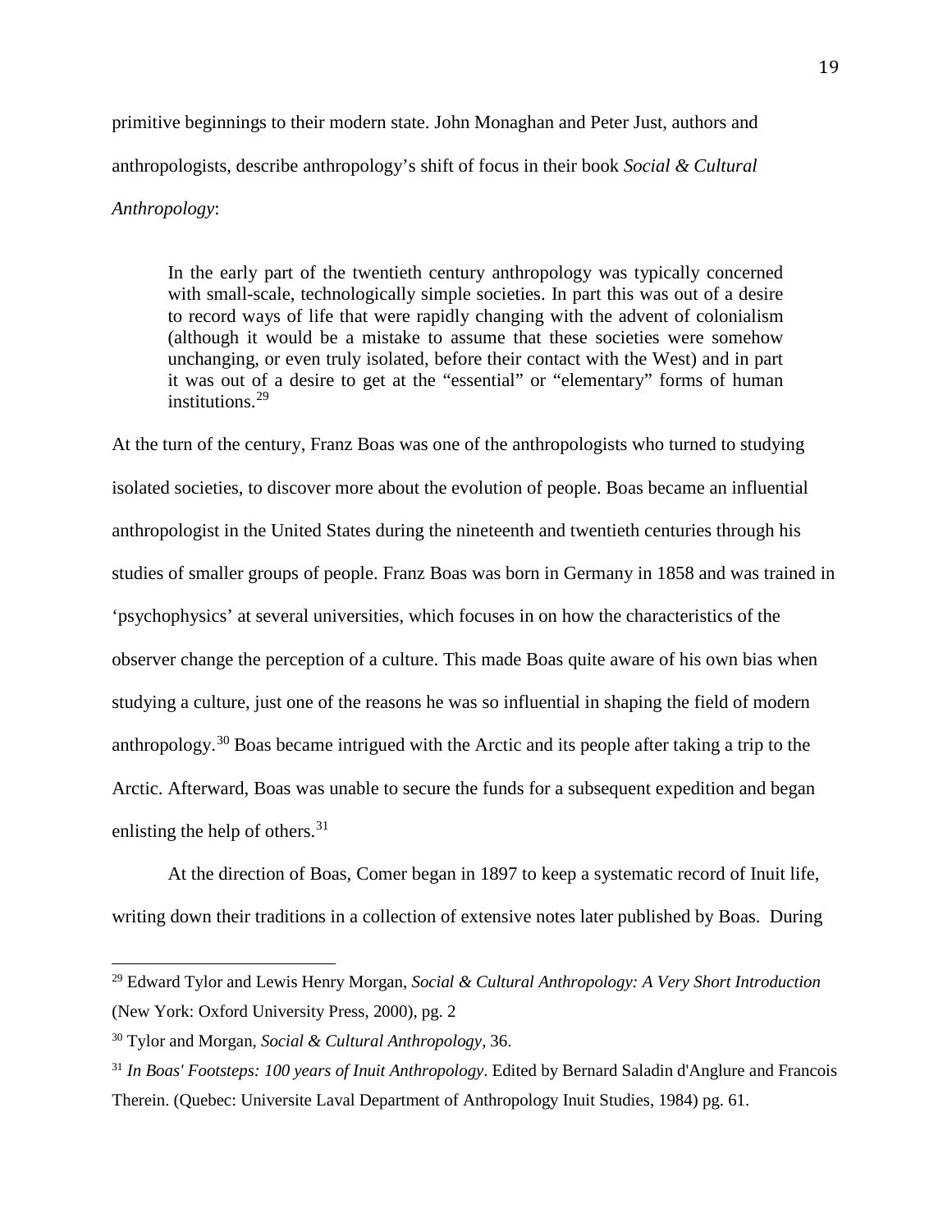primitive beginnings to their modern state. John Monaghan and Peter Just, authors and anthropologists, describe anthropology's shift of focus in their book *Social & Cultural Anthropology*:

> In the early part of the twentieth century anthropology was typically concerned with small-scale, technologically simple societies. In part this was out of a desire to record ways of life that were rapidly changing with the advent of colonialism (although it would be a mistake to assume that these societies were somehow unchanging, or even truly isolated, before their contact with the West) and in part it was out of a desire to get at the "essential" or "elementary" forms of human institutions.[29]

At the turn of the century, Franz Boas was one of the anthropologists who turned to studying isolated societies, to discover more about the evolution of people. Boas became an influential anthropologist in the United States during the nineteenth and twentieth centuries through his studies of smaller groups of people. Franz Boas was born in Germany in 1858 and was trained in 'psychophysics' at several universities, which focuses in on how the characteristics of the observer change the perception of a culture. This made Boas quite aware of his own bias when studying a culture, just one of the reasons he was so influential in shaping the field of modern anthropology.[30] Boas became intrigued with the Arctic and its people after taking a trip to the Arctic. Afterward, Boas was unable to secure the funds for a subsequent expedition and began enlisting the help of others.[31]

At the direction of Boas, Comer began in 1897 to keep a systematic record of Inuit life, writing down their traditions in a collection of extensive notes later published by Boas. During

---

[29] Edward Tylor and Lewis Henry Morgan, *Social & Cultural Anthropology: A Very Short Introduction* (New York: Oxford University Press, 2000), pg. 2

[30] Tylor and Morgan, *Social & Cultural Anthropology*, 36.

[31] *In Boas' Footsteps: 100 years of Inuit Anthropology*. Edited by Bernard Saladin d'Anglure and Francois Therein. (Quebec: Universite Laval Department of Anthropology Inuit Studies, 1984) pg. 61.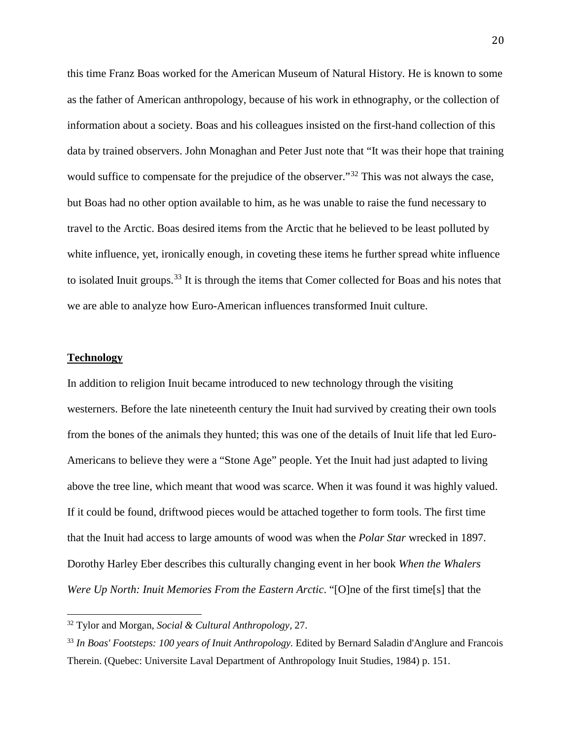this time Franz Boas worked for the American Museum of Natural History. He is known to some as the father of American anthropology, because of his work in ethnography, or the collection of information about a society. Boas and his colleagues insisted on the first-hand collection of this data by trained observers. John Monaghan and Peter Just note that "It was their hope that training would suffice to compensate for the prejudice of the observer."[32] This was not always the case, but Boas had no other option available to him, as he was unable to raise the fund necessary to travel to the Arctic. Boas desired items from the Arctic that he believed to be least polluted by white influence, yet, ironically enough, in coveting these items he further spread white influence to isolated Inuit groups.[33] It is through the items that Comer collected for Boas and his notes that we are able to analyze how Euro-American influences transformed Inuit culture.

**Technology**

In addition to religion Inuit became introduced to new technology through the visiting westerners. Before the late nineteenth century the Inuit had survived by creating their own tools from the bones of the animals they hunted; this was one of the details of Inuit life that led Euro-Americans to believe they were a "Stone Age" people. Yet the Inuit had just adapted to living above the tree line, which meant that wood was scarce. When it was found it was highly valued. If it could be found, driftwood pieces would be attached together to form tools. The first time that the Inuit had access to large amounts of wood was when the *Polar Star* wrecked in 1897. Dorothy Harley Eber describes this culturally changing event in her book *When the Whalers Were Up North: Inuit Memories From the Eastern Arctic*. "[O]ne of the first time[s] that the

[32] Tylor and Morgan, *Social & Cultural Anthropology*, 27.

[33] *In Boas' Footsteps: 100 years of Inuit Anthropology.* Edited by Bernard Saladin d'Anglure and Francois Therein. (Quebec: Universite Laval Department of Anthropology Inuit Studies, 1984) p. 151.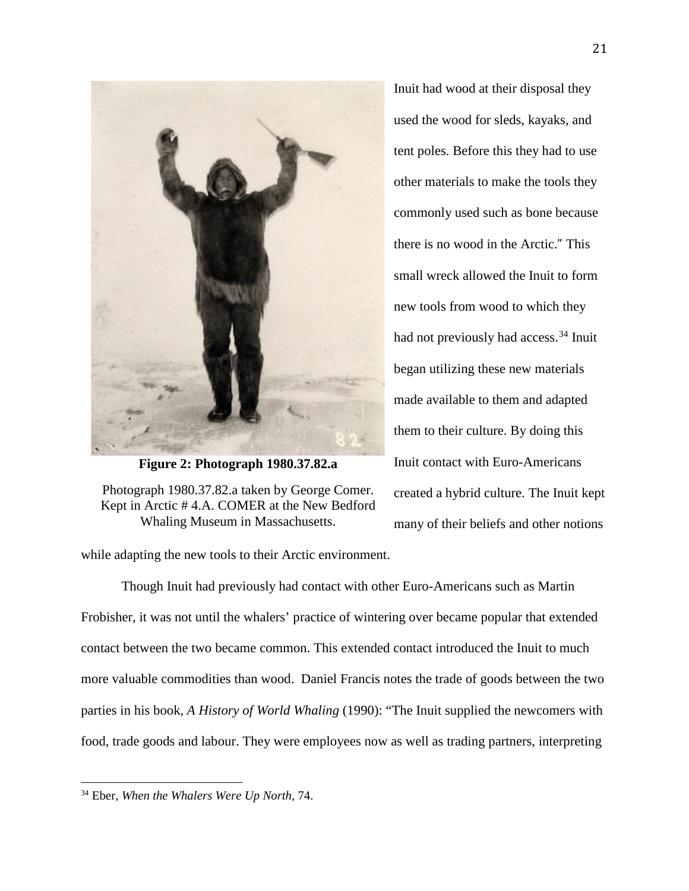**Figure 2: Photograph 1980.37.82.a**

Photograph 1980.37.82.a taken by George Comer. Kept in Arctic # 4.A. COMER at the New Bedford Whaling Museum in Massachusetts.

Inuit had wood at their disposal they used the wood for sleds, kayaks, and tent poles. Before this they had to use other materials to make the tools they commonly used such as bone because there is no wood in the Arctic." This small wreck allowed the Inuit to form new tools from wood to which they had not previously had access.[34] Inuit began utilizing these new materials made available to them and adapted them to their culture. By doing this Inuit contact with Euro-Americans created a hybrid culture. The Inuit kept many of their beliefs and other notions while adapting the new tools to their Arctic environment.

Though Inuit had previously had contact with other Euro-Americans such as Martin Frobisher, it was not until the whalers' practice of wintering over became popular that extended contact between the two became common. This extended contact introduced the Inuit to much more valuable commodities than wood. Daniel Francis notes the trade of goods between the two parties in his book, *A History of World Whaling* (1990): "The Inuit supplied the newcomers with food, trade goods and labour. They were employees now as well as trading partners, interpreting

[34] Eber, *When the Whalers Were Up North*, 74.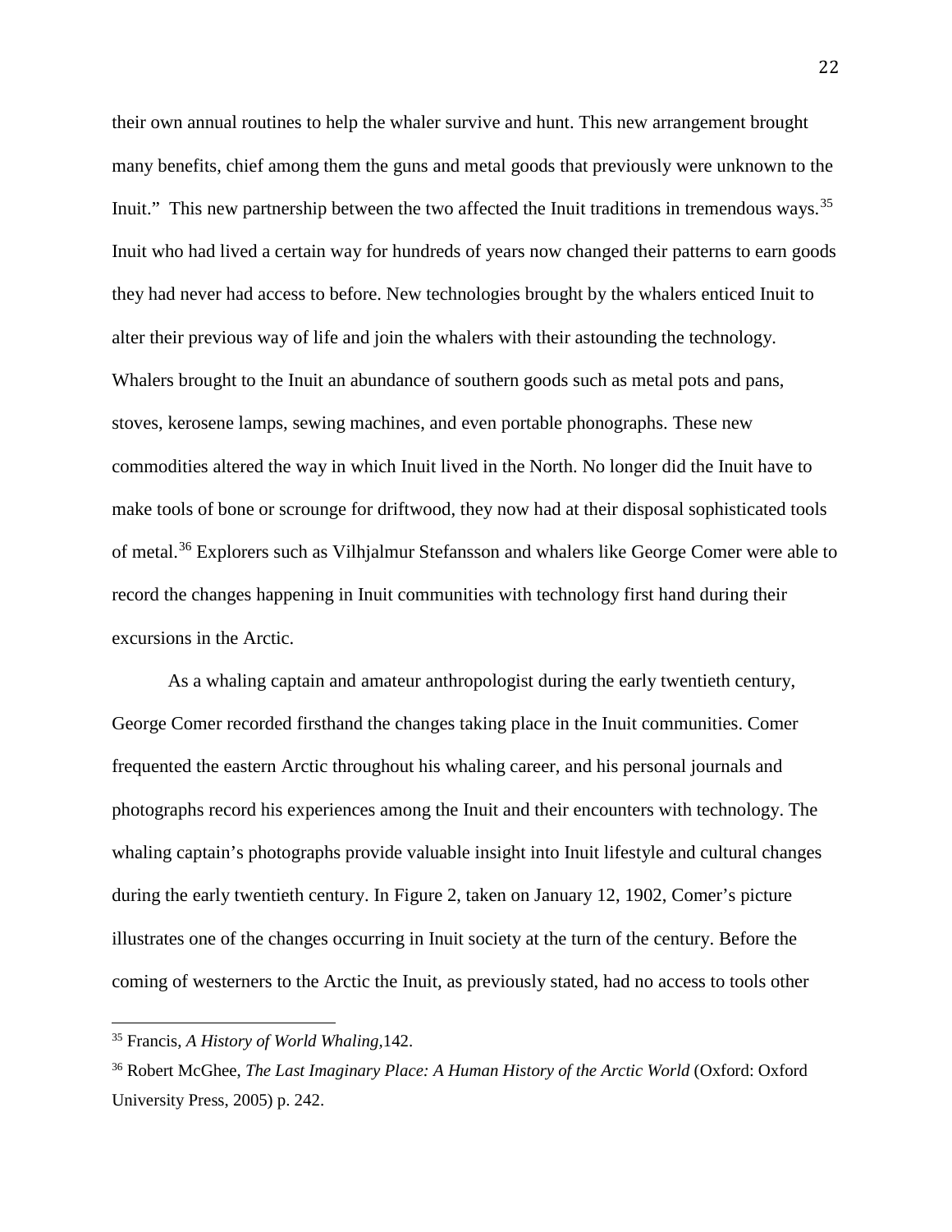their own annual routines to help the whaler survive and hunt. This new arrangement brought many benefits, chief among them the guns and metal goods that previously were unknown to the Inuit." This new partnership between the two affected the Inuit traditions in tremendous ways.[35] Inuit who had lived a certain way for hundreds of years now changed their patterns to earn goods they had never had access to before. New technologies brought by the whalers enticed Inuit to alter their previous way of life and join the whalers with their astounding the technology. Whalers brought to the Inuit an abundance of southern goods such as metal pots and pans, stoves, kerosene lamps, sewing machines, and even portable phonographs. These new commodities altered the way in which Inuit lived in the North. No longer did the Inuit have to make tools of bone or scrounge for driftwood, they now had at their disposal sophisticated tools of metal.[36] Explorers such as Vilhjalmur Stefansson and whalers like George Comer were able to record the changes happening in Inuit communities with technology first hand during their excursions in the Arctic.

As a whaling captain and amateur anthropologist during the early twentieth century, George Comer recorded firsthand the changes taking place in the Inuit communities. Comer frequented the eastern Arctic throughout his whaling career, and his personal journals and photographs record his experiences among the Inuit and their encounters with technology. The whaling captain's photographs provide valuable insight into Inuit lifestyle and cultural changes during the early twentieth century. In Figure 2, taken on January 12, 1902, Comer's picture illustrates one of the changes occurring in Inuit society at the turn of the century. Before the coming of westerners to the Arctic the Inuit, as previously stated, had no access to tools other

---

[35] Francis, *A History of World Whaling,*142.

[36] Robert McGhee, *The Last Imaginary Place: A Human History of the Arctic World* (Oxford: Oxford University Press, 2005) p. 242.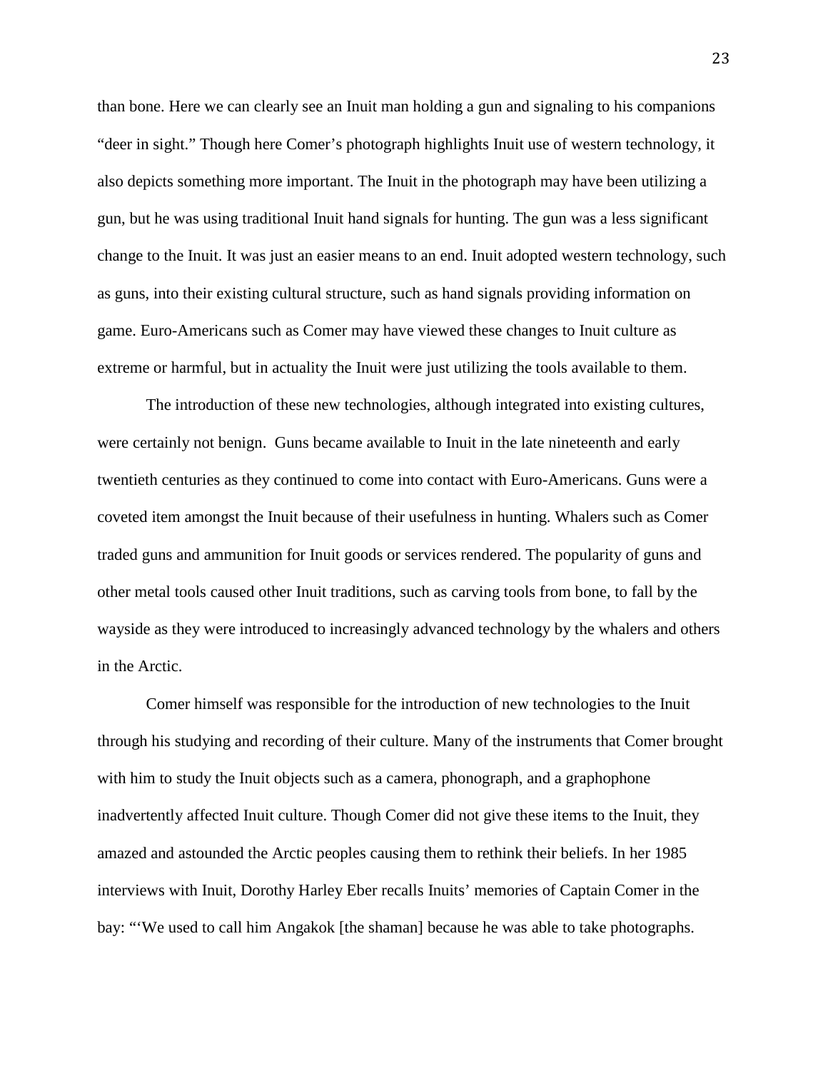than bone. Here we can clearly see an Inuit man holding a gun and signaling to his companions "deer in sight." Though here Comer's photograph highlights Inuit use of western technology, it also depicts something more important. The Inuit in the photograph may have been utilizing a gun, but he was using traditional Inuit hand signals for hunting. The gun was a less significant change to the Inuit. It was just an easier means to an end. Inuit adopted western technology, such as guns, into their existing cultural structure, such as hand signals providing information on game. Euro-Americans such as Comer may have viewed these changes to Inuit culture as extreme or harmful, but in actuality the Inuit were just utilizing the tools available to them.

The introduction of these new technologies, although integrated into existing cultures, were certainly not benign. Guns became available to Inuit in the late nineteenth and early twentieth centuries as they continued to come into contact with Euro-Americans. Guns were a coveted item amongst the Inuit because of their usefulness in hunting. Whalers such as Comer traded guns and ammunition for Inuit goods or services rendered. The popularity of guns and other metal tools caused other Inuit traditions, such as carving tools from bone, to fall by the wayside as they were introduced to increasingly advanced technology by the whalers and others in the Arctic.

Comer himself was responsible for the introduction of new technologies to the Inuit through his studying and recording of their culture. Many of the instruments that Comer brought with him to study the Inuit objects such as a camera, phonograph, and a graphophone inadvertently affected Inuit culture. Though Comer did not give these items to the Inuit, they amazed and astounded the Arctic peoples causing them to rethink their beliefs. In her 1985 interviews with Inuit, Dorothy Harley Eber recalls Inuits' memories of Captain Comer in the bay: "'We used to call him Angakok [the shaman] because he was able to take photographs.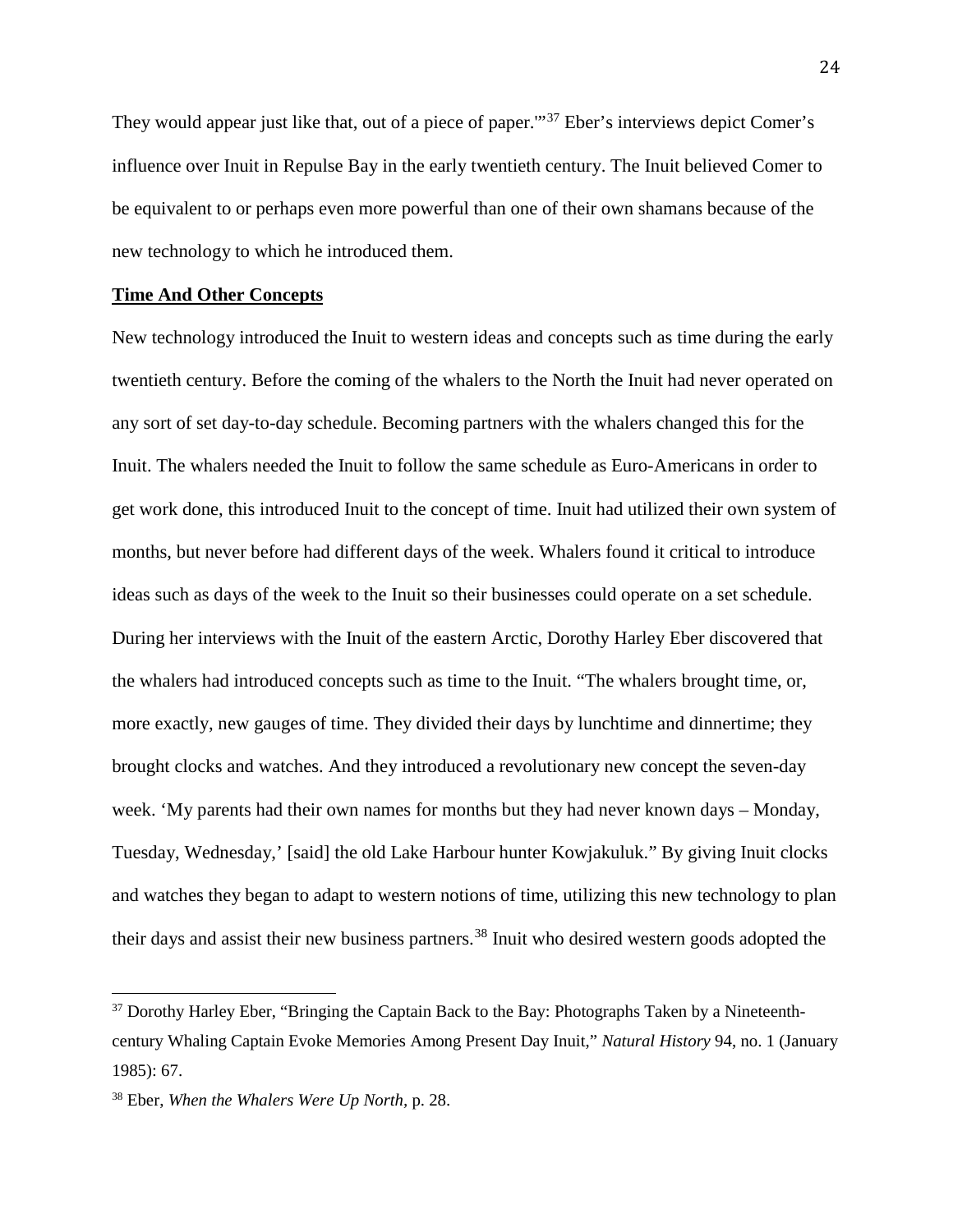They would appear just like that, out of a piece of paper.'"[37] Eber's interviews depict Comer's influence over Inuit in Repulse Bay in the early twentieth century. The Inuit believed Comer to be equivalent to or perhaps even more powerful than one of their own shamans because of the new technology to which he introduced them.

**Time And Other Concepts**

New technology introduced the Inuit to western ideas and concepts such as time during the early twentieth century. Before the coming of the whalers to the North the Inuit had never operated on any sort of set day-to-day schedule. Becoming partners with the whalers changed this for the Inuit. The whalers needed the Inuit to follow the same schedule as Euro-Americans in order to get work done, this introduced Inuit to the concept of time. Inuit had utilized their own system of months, but never before had different days of the week. Whalers found it critical to introduce ideas such as days of the week to the Inuit so their businesses could operate on a set schedule. During her interviews with the Inuit of the eastern Arctic, Dorothy Harley Eber discovered that the whalers had introduced concepts such as time to the Inuit. "The whalers brought time, or, more exactly, new gauges of time. They divided their days by lunchtime and dinnertime; they brought clocks and watches. And they introduced a revolutionary new concept the seven-day week. 'My parents had their own names for months but they had never known days – Monday, Tuesday, Wednesday,' [said] the old Lake Harbour hunter Kowjakuluk." By giving Inuit clocks and watches they began to adapt to western notions of time, utilizing this new technology to plan their days and assist their new business partners.[38] Inuit who desired western goods adopted the

---

[37] Dorothy Harley Eber, "Bringing the Captain Back to the Bay: Photographs Taken by a Nineteenth-century Whaling Captain Evoke Memories Among Present Day Inuit," *Natural History* 94, no. 1 (January 1985): 67.

[38] Eber, *When the Whalers Were Up North*, p. 28.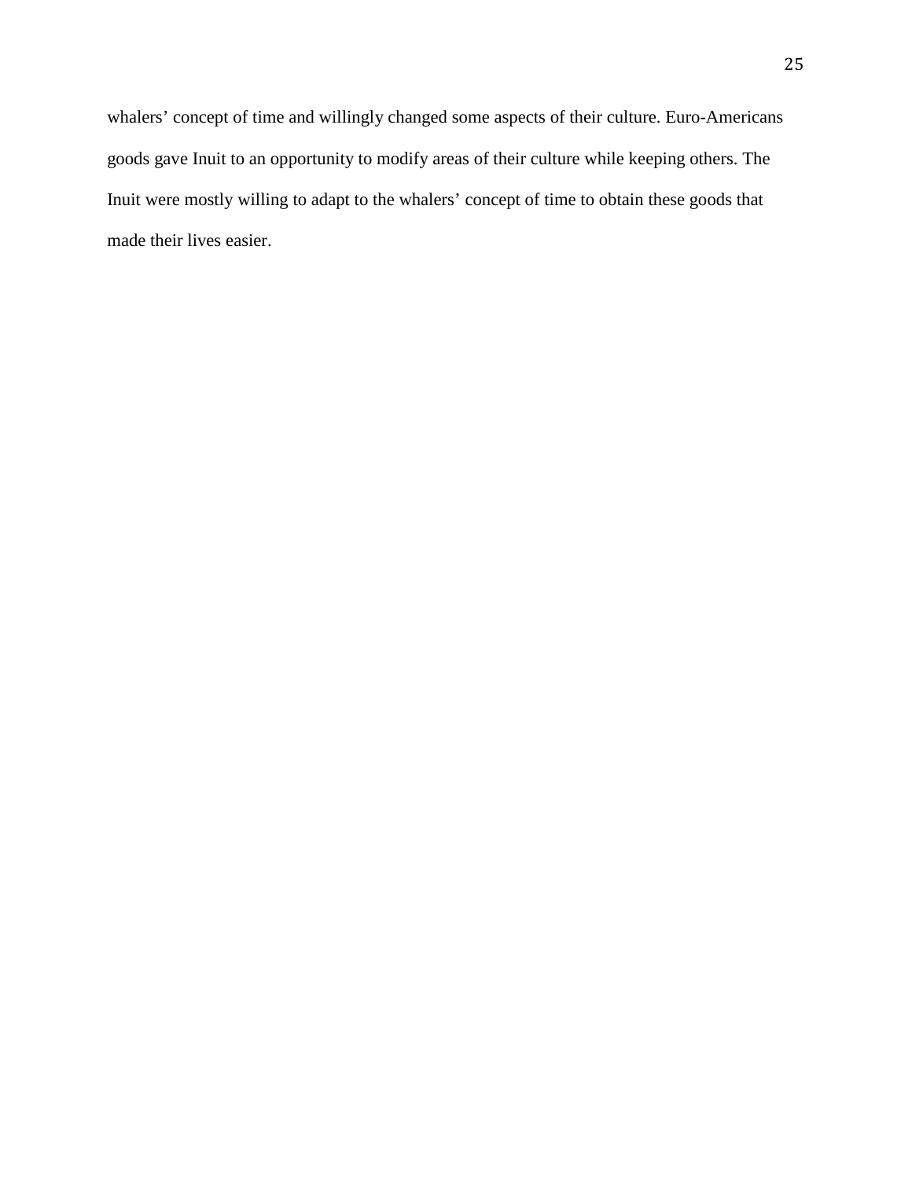whalers' concept of time and willingly changed some aspects of their culture. Euro-Americans goods gave Inuit to an opportunity to modify areas of their culture while keeping others. The Inuit were mostly willing to adapt to the whalers' concept of time to obtain these goods that made their lives easier.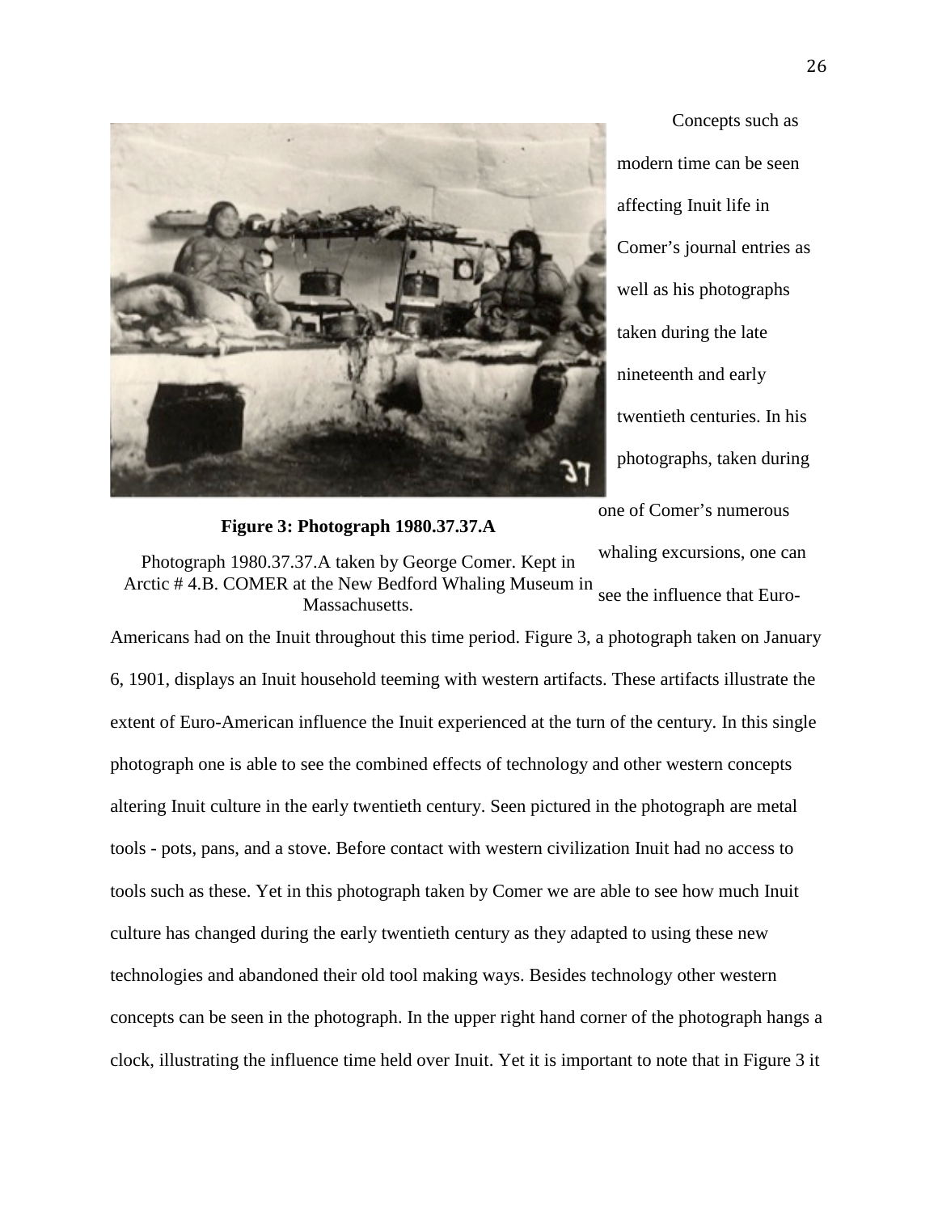Concepts such as modern time can be seen affecting Inuit life in Comer's journal entries as well as his photographs taken during the late nineteenth and early twentieth centuries. In his photographs, taken during one of Comer's numerous whaling excursions, one can see the influence that Euro-Americans had on the Inuit throughout this time period. Figure 3, a photograph taken on January 6, 1901, displays an Inuit household teeming with western artifacts. These artifacts illustrate the extent of Euro-American influence the Inuit experienced at the turn of the century. In this single photograph one is able to see the combined effects of technology and other western concepts altering Inuit culture in the early twentieth century. Seen pictured in the photograph are metal tools - pots, pans, and a stove. Before contact with western civilization Inuit had no access to tools such as these. Yet in this photograph taken by Comer we are able to see how much Inuit culture has changed during the early twentieth century as they adapted to using these new technologies and abandoned their old tool making ways. Besides technology other western concepts can be seen in the photograph. In the upper right hand corner of the photograph hangs a clock, illustrating the influence time held over Inuit. Yet it is important to note that in Figure 3 it

**Figure 3: Photograph 1980.37.37.A**

Photograph 1980.37.37.A taken by George Comer. Kept in Arctic # 4.B. COMER at the New Bedford Whaling Museum in Massachusetts.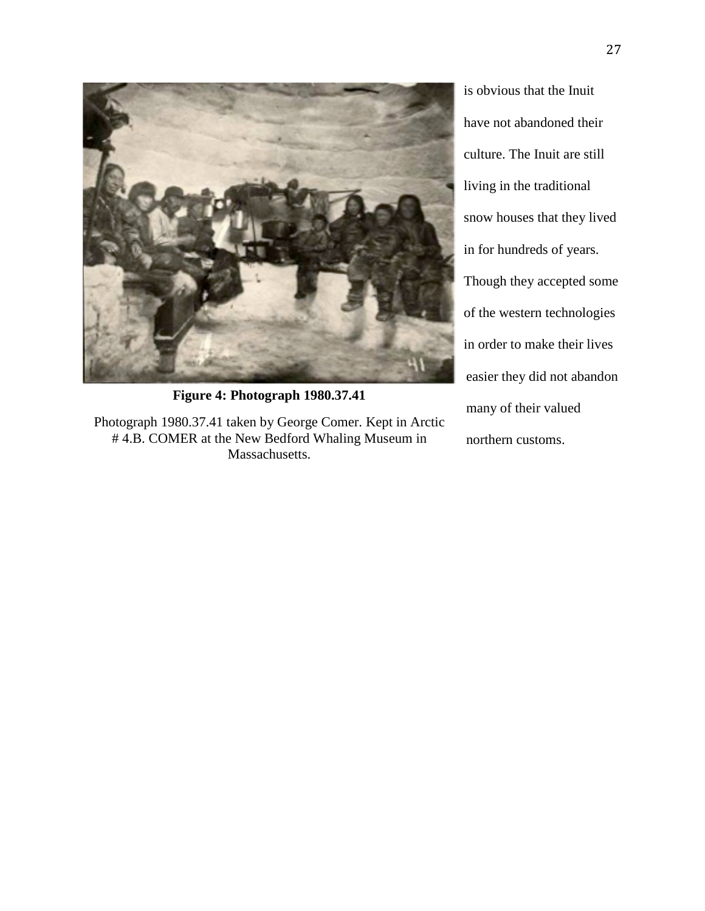is obvious that the Inuit have not abandoned their culture. The Inuit are still living in the traditional snow houses that they lived in for hundreds of years. Though they accepted some of the western technologies in order to make their lives easier they did not abandon many of their valued northern customs.

**Figure 4: Photograph 1980.37.41**

Photograph 1980.37.41 taken by George Comer. Kept in Arctic # 4.B. COMER at the New Bedford Whaling Museum in Massachusetts.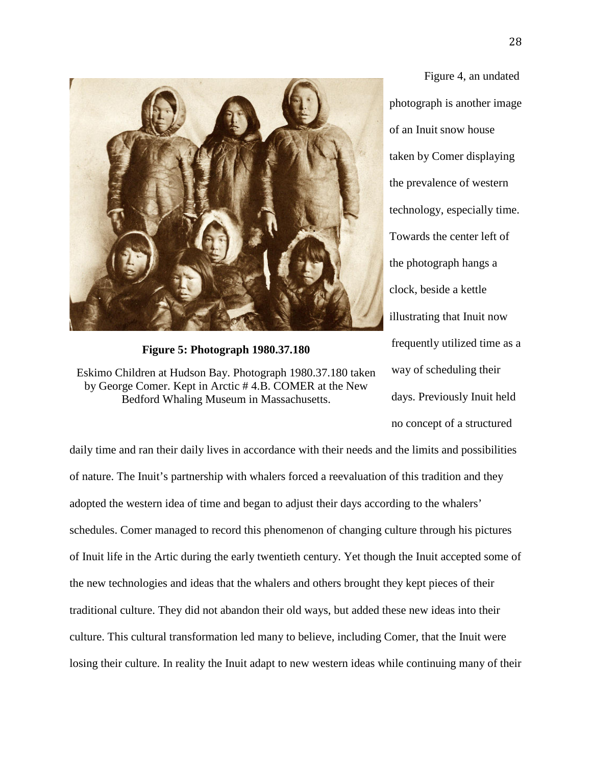**Figure 5: Photograph 1980.37.180**

Eskimo Children at Hudson Bay. Photograph 1980.37.180 taken by George Comer. Kept in Arctic # 4.B. COMER at the New Bedford Whaling Museum in Massachusetts.

Figure 4, an undated photograph is another image of an Inuit snow house taken by Comer displaying the prevalence of western technology, especially time. Towards the center left of the photograph hangs a clock, beside a kettle illustrating that Inuit now frequently utilized time as a way of scheduling their days. Previously Inuit held no concept of a structured daily time and ran their daily lives in accordance with their needs and the limits and possibilities of nature. The Inuit's partnership with whalers forced a reevaluation of this tradition and they adopted the western idea of time and began to adjust their days according to the whalers' schedules. Comer managed to record this phenomenon of changing culture through his pictures of Inuit life in the Artic during the early twentieth century. Yet though the Inuit accepted some of the new technologies and ideas that the whalers and others brought they kept pieces of their traditional culture. They did not abandon their old ways, but added these new ideas into their culture. This cultural transformation led many to believe, including Comer, that the Inuit were losing their culture. In reality the Inuit adapt to new western ideas while continuing many of their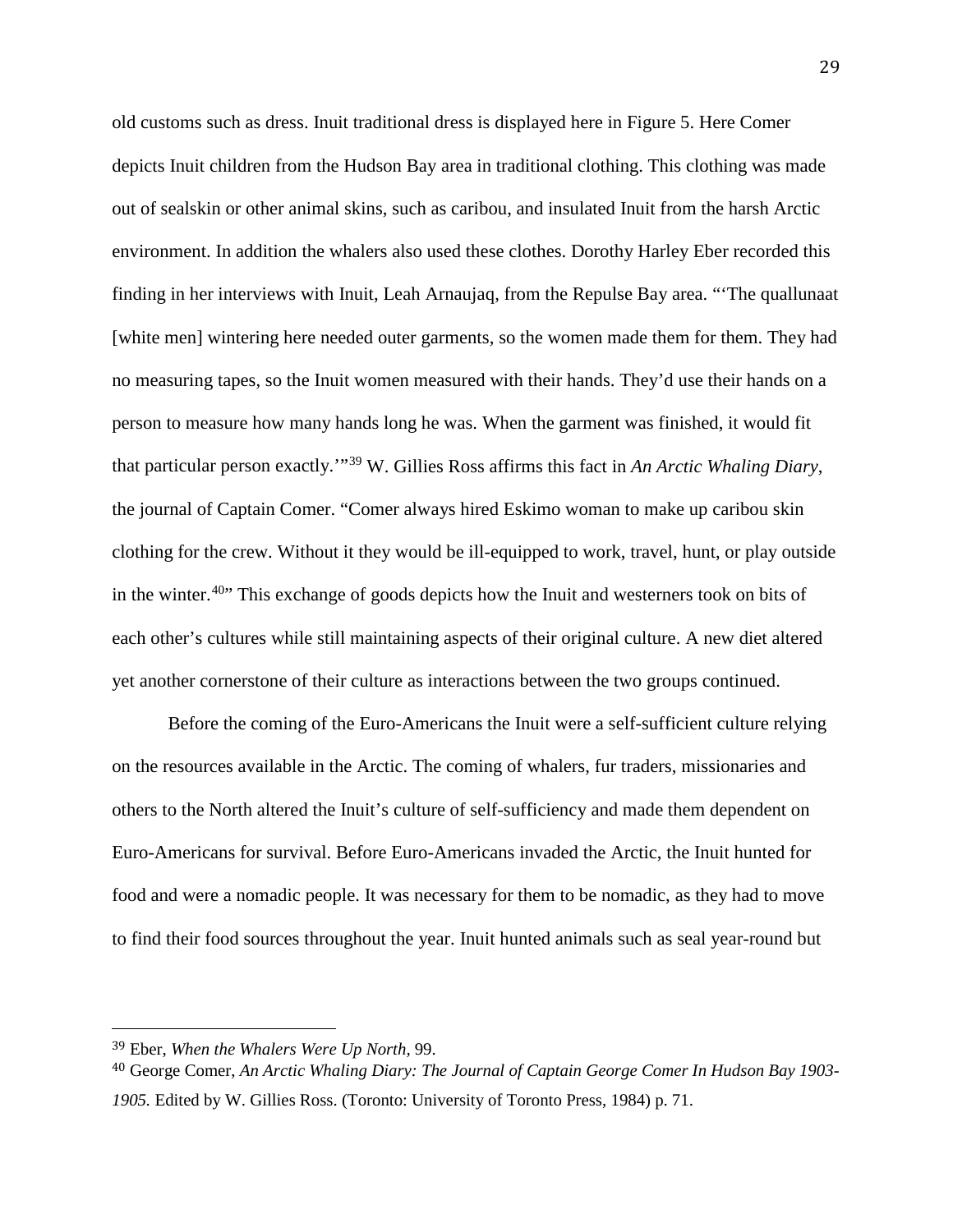old customs such as dress. Inuit traditional dress is displayed here in Figure 5. Here Comer depicts Inuit children from the Hudson Bay area in traditional clothing. This clothing was made out of sealskin or other animal skins, such as caribou, and insulated Inuit from the harsh Arctic environment. In addition the whalers also used these clothes. Dorothy Harley Eber recorded this finding in her interviews with Inuit, Leah Arnaujaq, from the Repulse Bay area. "'The quallunaat [white men] wintering here needed outer garments, so the women made them for them. They had no measuring tapes, so the Inuit women measured with their hands. They'd use their hands on a person to measure how many hands long he was. When the garment was finished, it would fit that particular person exactly.'"[39] W. Gillies Ross affirms this fact in *An Arctic Whaling Diary*, the journal of Captain Comer. "Comer always hired Eskimo woman to make up caribou skin clothing for the crew. Without it they would be ill-equipped to work, travel, hunt, or play outside in the winter.[40]" This exchange of goods depicts how the Inuit and westerners took on bits of each other's cultures while still maintaining aspects of their original culture. A new diet altered yet another cornerstone of their culture as interactions between the two groups continued.

Before the coming of the Euro-Americans the Inuit were a self-sufficient culture relying on the resources available in the Arctic. The coming of whalers, fur traders, missionaries and others to the North altered the Inuit's culture of self-sufficiency and made them dependent on Euro-Americans for survival. Before Euro-Americans invaded the Arctic, the Inuit hunted for food and were a nomadic people. It was necessary for them to be nomadic, as they had to move to find their food sources throughout the year. Inuit hunted animals such as seal year-round but

---

[39] Eber, *When the Whalers Were Up North,* 99.

[40] George Comer, *An Arctic Whaling Diary: The Journal of Captain George Comer In Hudson Bay 1903-1905.* Edited by W. Gillies Ross. (Toronto: University of Toronto Press, 1984) p. 71.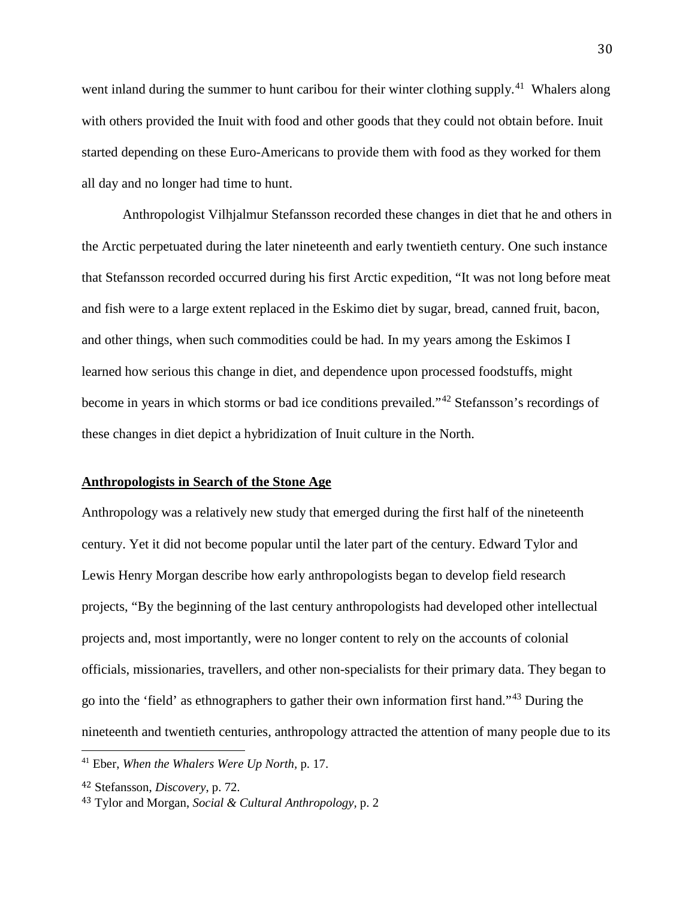went inland during the summer to hunt caribou for their winter clothing supply.[41] Whalers along with others provided the Inuit with food and other goods that they could not obtain before. Inuit started depending on these Euro-Americans to provide them with food as they worked for them all day and no longer had time to hunt.

Anthropologist Vilhjalmur Stefansson recorded these changes in diet that he and others in the Arctic perpetuated during the later nineteenth and early twentieth century. One such instance that Stefansson recorded occurred during his first Arctic expedition, "It was not long before meat and fish were to a large extent replaced in the Eskimo diet by sugar, bread, canned fruit, bacon, and other things, when such commodities could be had. In my years among the Eskimos I learned how serious this change in diet, and dependence upon processed foodstuffs, might become in years in which storms or bad ice conditions prevailed."[42] Stefansson's recordings of these changes in diet depict a hybridization of Inuit culture in the North.

**Anthropologists in Search of the Stone Age**

Anthropology was a relatively new study that emerged during the first half of the nineteenth century. Yet it did not become popular until the later part of the century. Edward Tylor and Lewis Henry Morgan describe how early anthropologists began to develop field research projects, "By the beginning of the last century anthropologists had developed other intellectual projects and, most importantly, were no longer content to rely on the accounts of colonial officials, missionaries, travellers, and other non-specialists for their primary data. They began to go into the 'field' as ethnographers to gather their own information first hand."[43] During the nineteenth and twentieth centuries, anthropology attracted the attention of many people due to its

---

[41] Eber, *When the Whalers Were Up North*, p. 17.

[42] Stefansson, *Discovery*, p. 72.

[43] Tylor and Morgan, *Social & Cultural Anthropology*, p. 2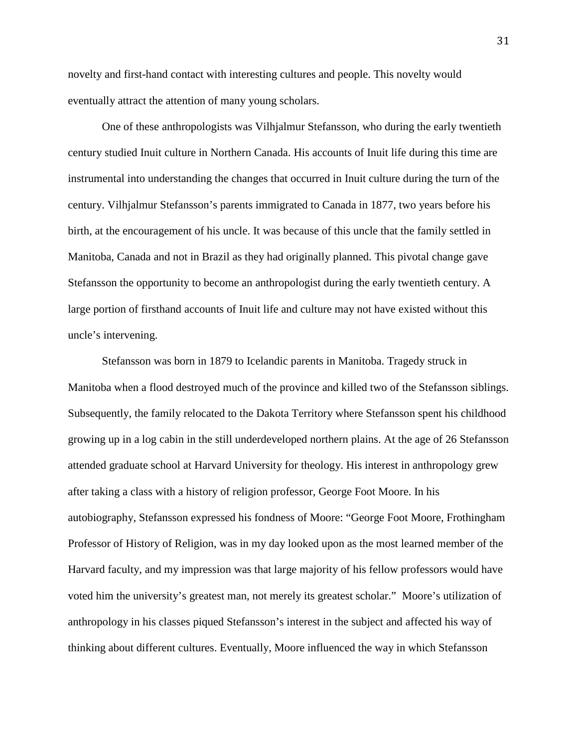novelty and first-hand contact with interesting cultures and people. This novelty would eventually attract the attention of many young scholars.

One of these anthropologists was Vilhjalmur Stefansson, who during the early twentieth century studied Inuit culture in Northern Canada. His accounts of Inuit life during this time are instrumental into understanding the changes that occurred in Inuit culture during the turn of the century. Vilhjalmur Stefansson's parents immigrated to Canada in 1877, two years before his birth, at the encouragement of his uncle. It was because of this uncle that the family settled in Manitoba, Canada and not in Brazil as they had originally planned. This pivotal change gave Stefansson the opportunity to become an anthropologist during the early twentieth century. A large portion of firsthand accounts of Inuit life and culture may not have existed without this uncle's intervening.

Stefansson was born in 1879 to Icelandic parents in Manitoba. Tragedy struck in Manitoba when a flood destroyed much of the province and killed two of the Stefansson siblings. Subsequently, the family relocated to the Dakota Territory where Stefansson spent his childhood growing up in a log cabin in the still underdeveloped northern plains. At the age of 26 Stefansson attended graduate school at Harvard University for theology. His interest in anthropology grew after taking a class with a history of religion professor, George Foot Moore. In his autobiography, Stefansson expressed his fondness of Moore: "George Foot Moore, Frothingham Professor of History of Religion, was in my day looked upon as the most learned member of the Harvard faculty, and my impression was that large majority of his fellow professors would have voted him the university's greatest man, not merely its greatest scholar." Moore's utilization of anthropology in his classes piqued Stefansson's interest in the subject and affected his way of thinking about different cultures. Eventually, Moore influenced the way in which Stefansson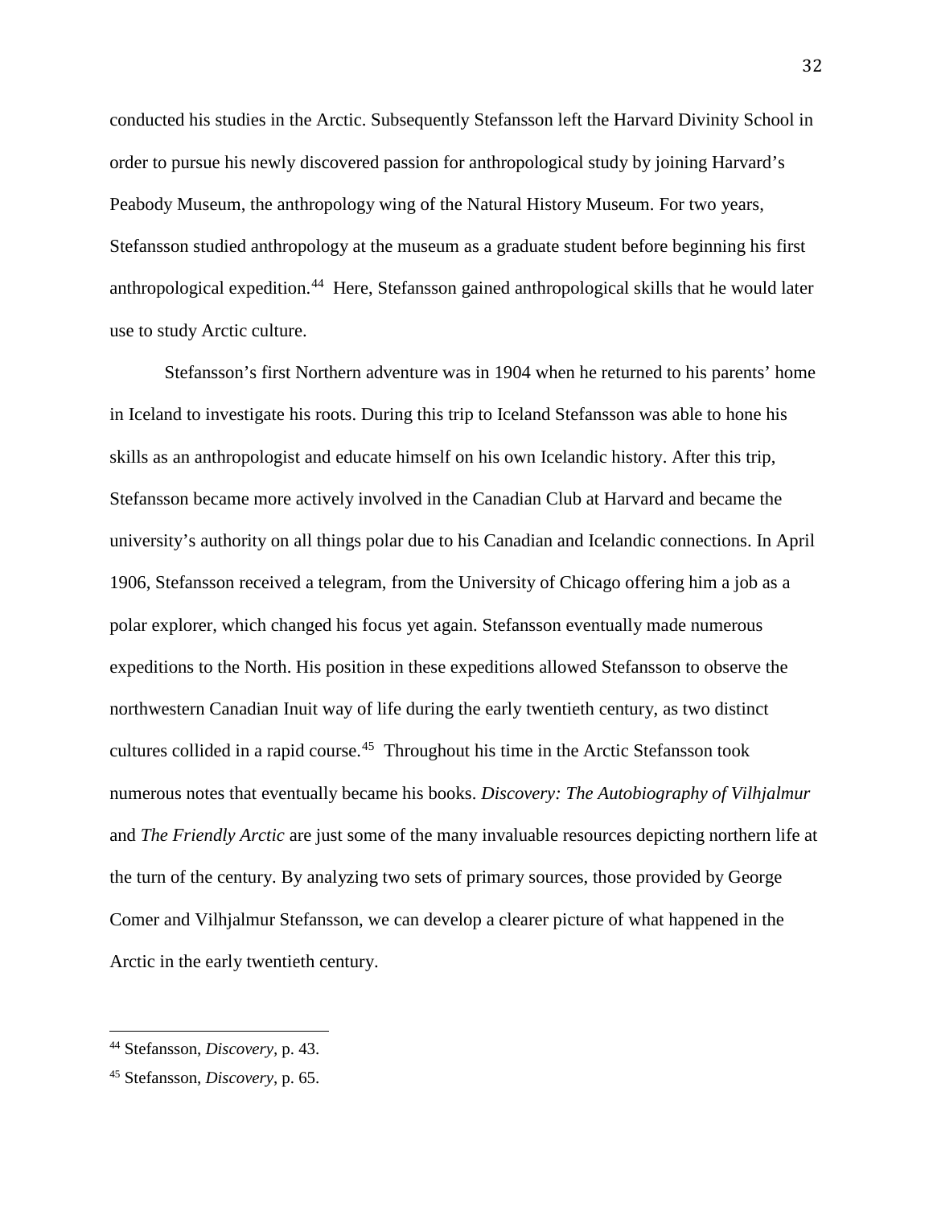conducted his studies in the Arctic. Subsequently Stefansson left the Harvard Divinity School in order to pursue his newly discovered passion for anthropological study by joining Harvard's Peabody Museum, the anthropology wing of the Natural History Museum. For two years, Stefansson studied anthropology at the museum as a graduate student before beginning his first anthropological expedition.[44] Here, Stefansson gained anthropological skills that he would later use to study Arctic culture.

Stefansson's first Northern adventure was in 1904 when he returned to his parents' home in Iceland to investigate his roots. During this trip to Iceland Stefansson was able to hone his skills as an anthropologist and educate himself on his own Icelandic history. After this trip, Stefansson became more actively involved in the Canadian Club at Harvard and became the university's authority on all things polar due to his Canadian and Icelandic connections. In April 1906, Stefansson received a telegram, from the University of Chicago offering him a job as a polar explorer, which changed his focus yet again. Stefansson eventually made numerous expeditions to the North. His position in these expeditions allowed Stefansson to observe the northwestern Canadian Inuit way of life during the early twentieth century, as two distinct cultures collided in a rapid course.[45] Throughout his time in the Arctic Stefansson took numerous notes that eventually became his books. *Discovery: The Autobiography of Vilhjalmur* and *The Friendly Arctic* are just some of the many invaluable resources depicting northern life at the turn of the century. By analyzing two sets of primary sources, those provided by George Comer and Vilhjalmur Stefansson, we can develop a clearer picture of what happened in the Arctic in the early twentieth century.

---

[44] Stefansson, *Discovery*, p. 43.

[45] Stefansson, *Discovery*, p. 65.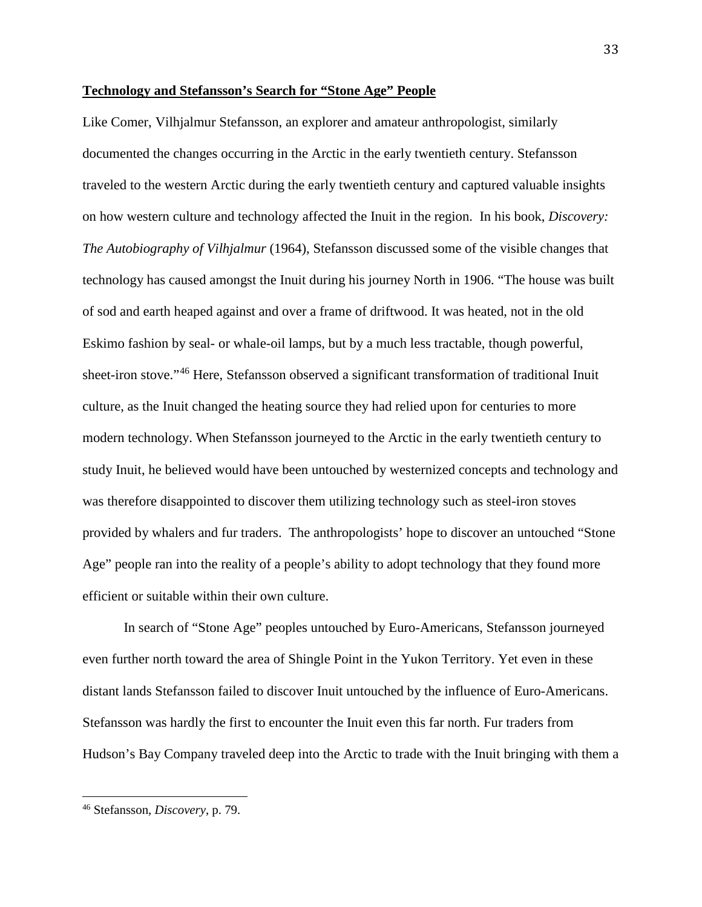**Technology and Stefansson's Search for "Stone Age" People**

Like Comer, Vilhjalmur Stefansson, an explorer and amateur anthropologist, similarly documented the changes occurring in the Arctic in the early twentieth century. Stefansson traveled to the western Arctic during the early twentieth century and captured valuable insights on how western culture and technology affected the Inuit in the region. In his book, *Discovery: The Autobiography of Vilhjalmur* (1964), Stefansson discussed some of the visible changes that technology has caused amongst the Inuit during his journey North in 1906. "The house was built of sod and earth heaped against and over a frame of driftwood. It was heated, not in the old Eskimo fashion by seal- or whale-oil lamps, but by a much less tractable, though powerful, sheet-iron stove."[46] Here, Stefansson observed a significant transformation of traditional Inuit culture, as the Inuit changed the heating source they had relied upon for centuries to more modern technology. When Stefansson journeyed to the Arctic in the early twentieth century to study Inuit, he believed would have been untouched by westernized concepts and technology and was therefore disappointed to discover them utilizing technology such as steel-iron stoves provided by whalers and fur traders. The anthropologists' hope to discover an untouched "Stone Age" people ran into the reality of a people's ability to adopt technology that they found more efficient or suitable within their own culture.

In search of "Stone Age" peoples untouched by Euro-Americans, Stefansson journeyed even further north toward the area of Shingle Point in the Yukon Territory. Yet even in these distant lands Stefansson failed to discover Inuit untouched by the influence of Euro-Americans. Stefansson was hardly the first to encounter the Inuit even this far north. Fur traders from Hudson's Bay Company traveled deep into the Arctic to trade with the Inuit bringing with them a

---

[46] Stefansson, *Discovery*, p. 79.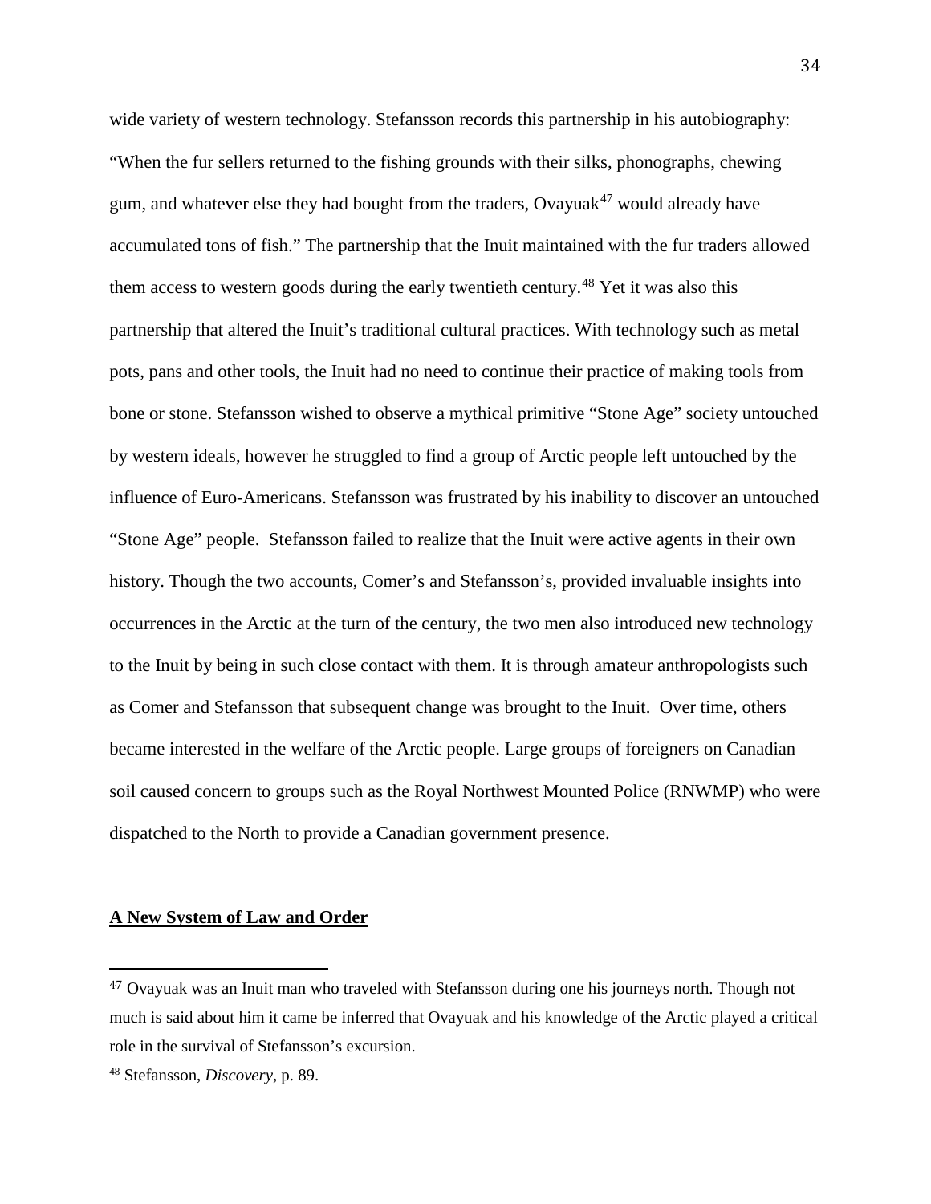wide variety of western technology. Stefansson records this partnership in his autobiography: “When the fur sellers returned to the fishing grounds with their silks, phonographs, chewing gum, and whatever else they had bought from the traders, Ovayuak[47] would already have accumulated tons of fish.” The partnership that the Inuit maintained with the fur traders allowed them access to western goods during the early twentieth century.[48] Yet it was also this partnership that altered the Inuit’s traditional cultural practices. With technology such as metal pots, pans and other tools, the Inuit had no need to continue their practice of making tools from bone or stone. Stefansson wished to observe a mythical primitive “Stone Age” society untouched by western ideals, however he struggled to find a group of Arctic people left untouched by the influence of Euro-Americans. Stefansson was frustrated by his inability to discover an untouched “Stone Age” people. Stefansson failed to realize that the Inuit were active agents in their own history. Though the two accounts, Comer’s and Stefansson’s, provided invaluable insights into occurrences in the Arctic at the turn of the century, the two men also introduced new technology to the Inuit by being in such close contact with them. It is through amateur anthropologists such as Comer and Stefansson that subsequent change was brought to the Inuit. Over time, others became interested in the welfare of the Arctic people. Large groups of foreigners on Canadian soil caused concern to groups such as the Royal Northwest Mounted Police (RNWMP) who were dispatched to the North to provide a Canadian government presence.

## **A New System of Law and Order**

---

[47] Ovayuak was an Inuit man who traveled with Stefansson during one his journeys north. Though not much is said about him it came be inferred that Ovayuak and his knowledge of the Arctic played a critical role in the survival of Stefansson’s excursion.

[48] Stefansson, *Discovery*, p. 89.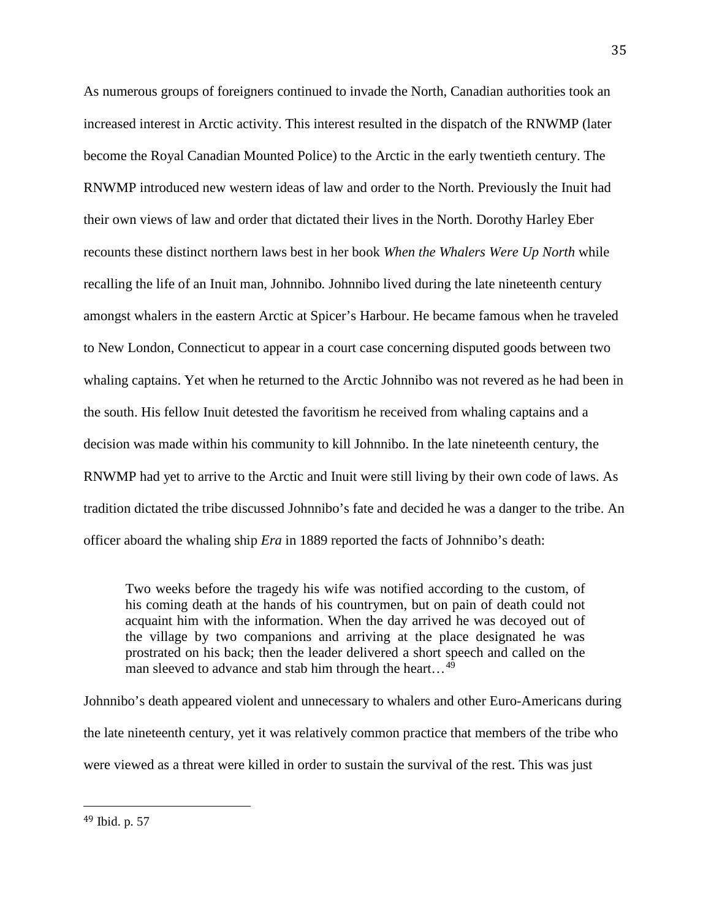As numerous groups of foreigners continued to invade the North, Canadian authorities took an increased interest in Arctic activity. This interest resulted in the dispatch of the RNWMP (later become the Royal Canadian Mounted Police) to the Arctic in the early twentieth century. The RNWMP introduced new western ideas of law and order to the North. Previously the Inuit had their own views of law and order that dictated their lives in the North. Dorothy Harley Eber recounts these distinct northern laws best in her book *When the Whalers Were Up North* while recalling the life of an Inuit man, Johnnibo. Johnnibo lived during the late nineteenth century amongst whalers in the eastern Arctic at Spicer's Harbour. He became famous when he traveled to New London, Connecticut to appear in a court case concerning disputed goods between two whaling captains. Yet when he returned to the Arctic Johnnibo was not revered as he had been in the south. His fellow Inuit detested the favoritism he received from whaling captains and a decision was made within his community to kill Johnnibo. In the late nineteenth century, the RNWMP had yet to arrive to the Arctic and Inuit were still living by their own code of laws. As tradition dictated the tribe discussed Johnnibo's fate and decided he was a danger to the tribe. An officer aboard the whaling ship *Era* in 1889 reported the facts of Johnnibo's death:

> Two weeks before the tragedy his wife was notified according to the custom, of his coming death at the hands of his countrymen, but on pain of death could not acquaint him with the information. When the day arrived he was decoyed out of the village by two companions and arriving at the place designated he was prostrated on his back; then the leader delivered a short speech and called on the man sleeved to advance and stab him through the heart…[49]

Johnnibo's death appeared violent and unnecessary to whalers and other Euro-Americans during the late nineteenth century, yet it was relatively common practice that members of the tribe who were viewed as a threat were killed in order to sustain the survival of the rest. This was just

---

[49] Ibid. p. 57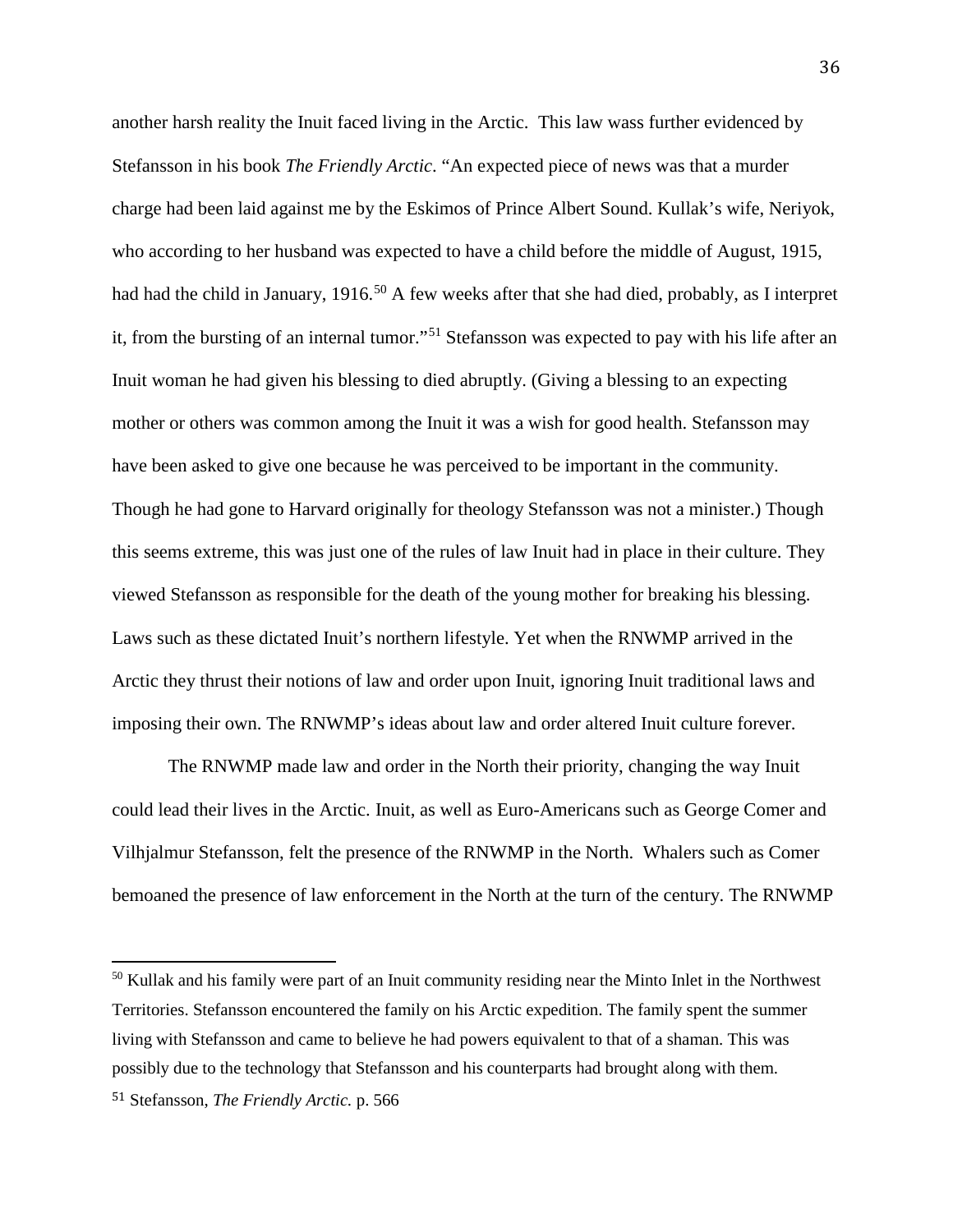another harsh reality the Inuit faced living in the Arctic. This law wass further evidenced by Stefansson in his book *The Friendly Arctic*. "An expected piece of news was that a murder charge had been laid against me by the Eskimos of Prince Albert Sound. Kullak's wife, Neriyok, who according to her husband was expected to have a child before the middle of August, 1915, had had the child in January, 1916.[50] A few weeks after that she had died, probably, as I interpret it, from the bursting of an internal tumor."[51] Stefansson was expected to pay with his life after an Inuit woman he had given his blessing to died abruptly. (Giving a blessing to an expecting mother or others was common among the Inuit it was a wish for good health. Stefansson may have been asked to give one because he was perceived to be important in the community. Though he had gone to Harvard originally for theology Stefansson was not a minister.) Though this seems extreme, this was just one of the rules of law Inuit had in place in their culture. They viewed Stefansson as responsible for the death of the young mother for breaking his blessing. Laws such as these dictated Inuit's northern lifestyle. Yet when the RNWMP arrived in the Arctic they thrust their notions of law and order upon Inuit, ignoring Inuit traditional laws and imposing their own. The RNWMP's ideas about law and order altered Inuit culture forever.

The RNWMP made law and order in the North their priority, changing the way Inuit could lead their lives in the Arctic. Inuit, as well as Euro-Americans such as George Comer and Vilhjalmur Stefansson, felt the presence of the RNWMP in the North. Whalers such as Comer bemoaned the presence of law enforcement in the North at the turn of the century. The RNWMP

---

[50] Kullak and his family were part of an Inuit community residing near the Minto Inlet in the Northwest Territories. Stefansson encountered the family on his Arctic expedition. The family spent the summer living with Stefansson and came to believe he had powers equivalent to that of a shaman. This was possibly due to the technology that Stefansson and his counterparts had brought along with them.

[51] Stefansson, *The Friendly Arctic.* p. 566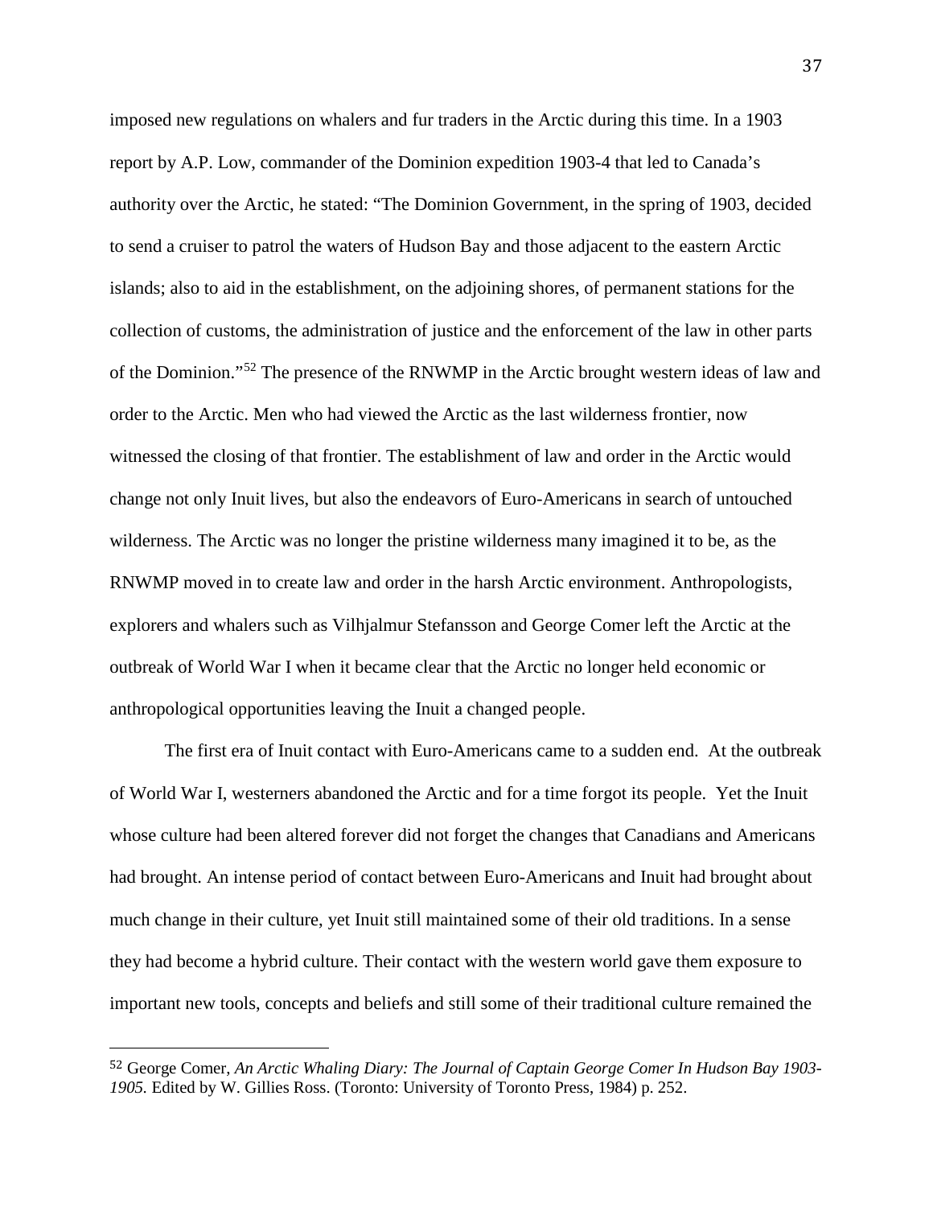imposed new regulations on whalers and fur traders in the Arctic during this time. In a 1903 report by A.P. Low, commander of the Dominion expedition 1903-4 that led to Canada's authority over the Arctic, he stated: "The Dominion Government, in the spring of 1903, decided to send a cruiser to patrol the waters of Hudson Bay and those adjacent to the eastern Arctic islands; also to aid in the establishment, on the adjoining shores, of permanent stations for the collection of customs, the administration of justice and the enforcement of the law in other parts of the Dominion."[52] The presence of the RNWMP in the Arctic brought western ideas of law and order to the Arctic. Men who had viewed the Arctic as the last wilderness frontier, now witnessed the closing of that frontier. The establishment of law and order in the Arctic would change not only Inuit lives, but also the endeavors of Euro-Americans in search of untouched wilderness. The Arctic was no longer the pristine wilderness many imagined it to be, as the RNWMP moved in to create law and order in the harsh Arctic environment. Anthropologists, explorers and whalers such as Vilhjalmur Stefansson and George Comer left the Arctic at the outbreak of World War I when it became clear that the Arctic no longer held economic or anthropological opportunities leaving the Inuit a changed people.

The first era of Inuit contact with Euro-Americans came to a sudden end. At the outbreak of World War I, westerners abandoned the Arctic and for a time forgot its people. Yet the Inuit whose culture had been altered forever did not forget the changes that Canadians and Americans had brought. An intense period of contact between Euro-Americans and Inuit had brought about much change in their culture, yet Inuit still maintained some of their old traditions. In a sense they had become a hybrid culture. Their contact with the western world gave them exposure to important new tools, concepts and beliefs and still some of their traditional culture remained the

[52] George Comer, *An Arctic Whaling Diary: The Journal of Captain George Comer In Hudson Bay 1903-1905.* Edited by W. Gillies Ross. (Toronto: University of Toronto Press, 1984) p. 252.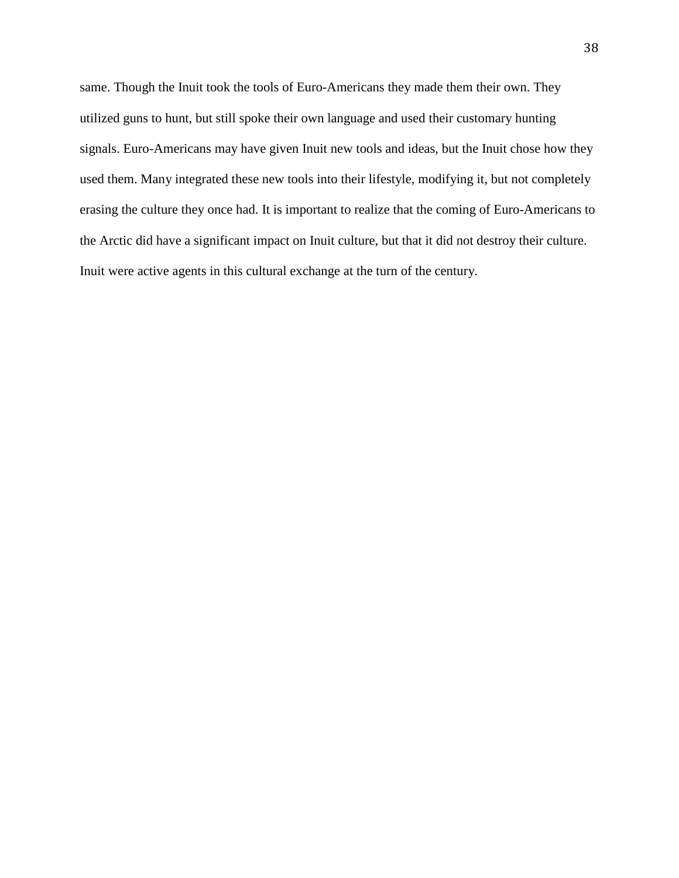same. Though the Inuit took the tools of Euro-Americans they made them their own. They utilized guns to hunt, but still spoke their own language and used their customary hunting signals. Euro-Americans may have given Inuit new tools and ideas, but the Inuit chose how they used them. Many integrated these new tools into their lifestyle, modifying it, but not completely erasing the culture they once had. It is important to realize that the coming of Euro-Americans to the Arctic did have a significant impact on Inuit culture, but that it did not destroy their culture. Inuit were active agents in this cultural exchange at the turn of the century.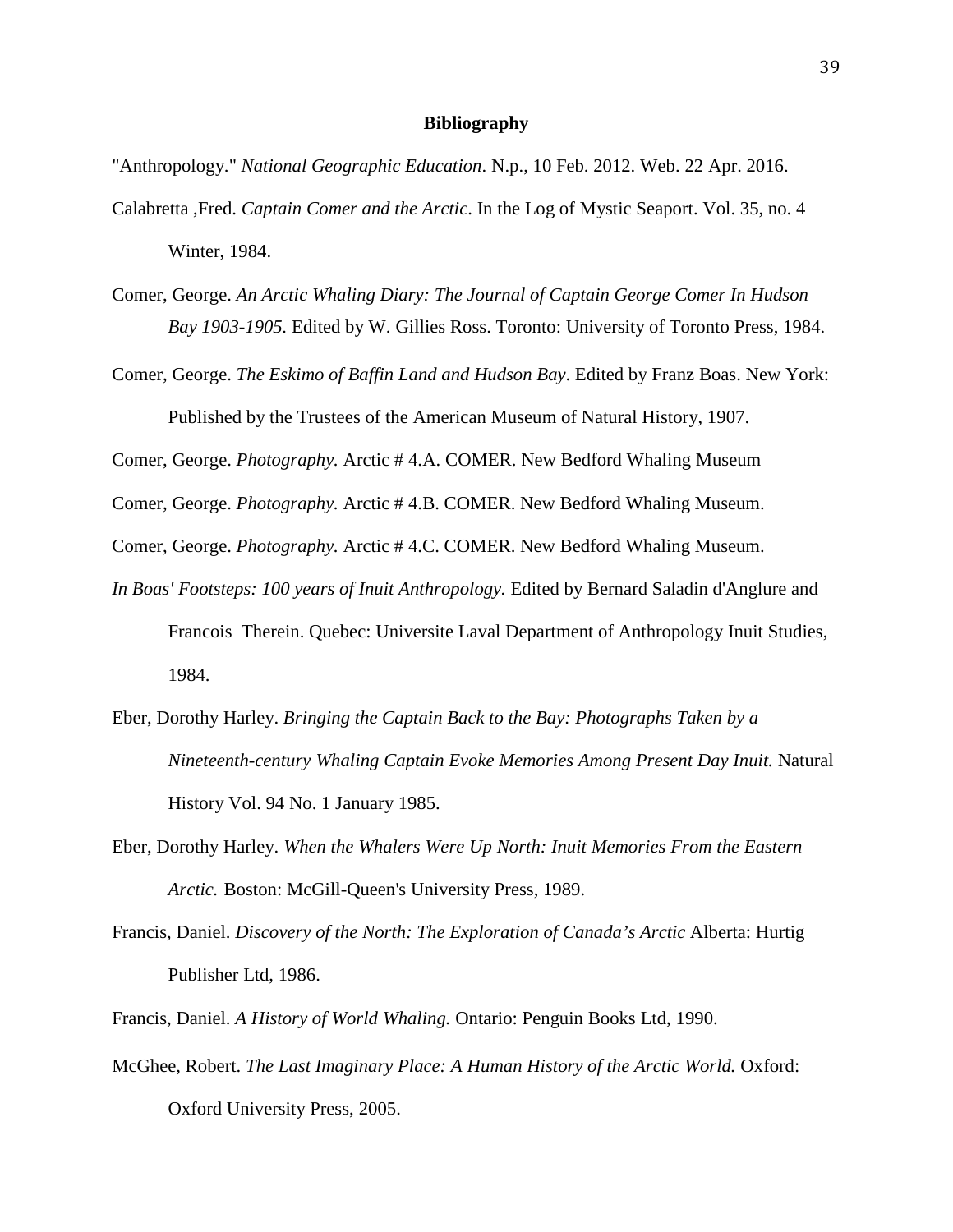## Bibliography

"Anthropology." *National Geographic Education*. N.p., 10 Feb. 2012. Web. 22 Apr. 2016.

Calabretta ,Fred. *Captain Comer and the Arctic*. In the Log of Mystic Seaport. Vol. 35, no. 4 Winter, 1984.

Comer, George. *An Arctic Whaling Diary: The Journal of Captain George Comer In Hudson Bay 1903-1905.* Edited by W. Gillies Ross. Toronto: University of Toronto Press, 1984.

Comer, George. *The Eskimo of Baffin Land and Hudson Bay*. Edited by Franz Boas. New York: Published by the Trustees of the American Museum of Natural History, 1907.

Comer, George. *Photography.* Arctic # 4.A. COMER. New Bedford Whaling Museum

Comer, George. *Photography.* Arctic # 4.B. COMER. New Bedford Whaling Museum.

Comer, George. *Photography.* Arctic # 4.C. COMER. New Bedford Whaling Museum.

*In Boas' Footsteps: 100 years of Inuit Anthropology.* Edited by Bernard Saladin d'Anglure and Francois Therein. Quebec: Universite Laval Department of Anthropology Inuit Studies, 1984.

Eber, Dorothy Harley. *Bringing the Captain Back to the Bay: Photographs Taken by a Nineteenth-century Whaling Captain Evoke Memories Among Present Day Inuit.* Natural History Vol. 94 No. 1 January 1985.

Eber, Dorothy Harley. *When the Whalers Were Up North: Inuit Memories From the Eastern Arctic.* Boston: McGill-Queen's University Press, 1989.

Francis, Daniel. *Discovery of the North: The Exploration of Canada's Arctic* Alberta: Hurtig Publisher Ltd, 1986.

Francis, Daniel. *A History of World Whaling.* Ontario: Penguin Books Ltd, 1990.

McGhee, Robert. *The Last Imaginary Place: A Human History of the Arctic World.* Oxford: Oxford University Press, 2005.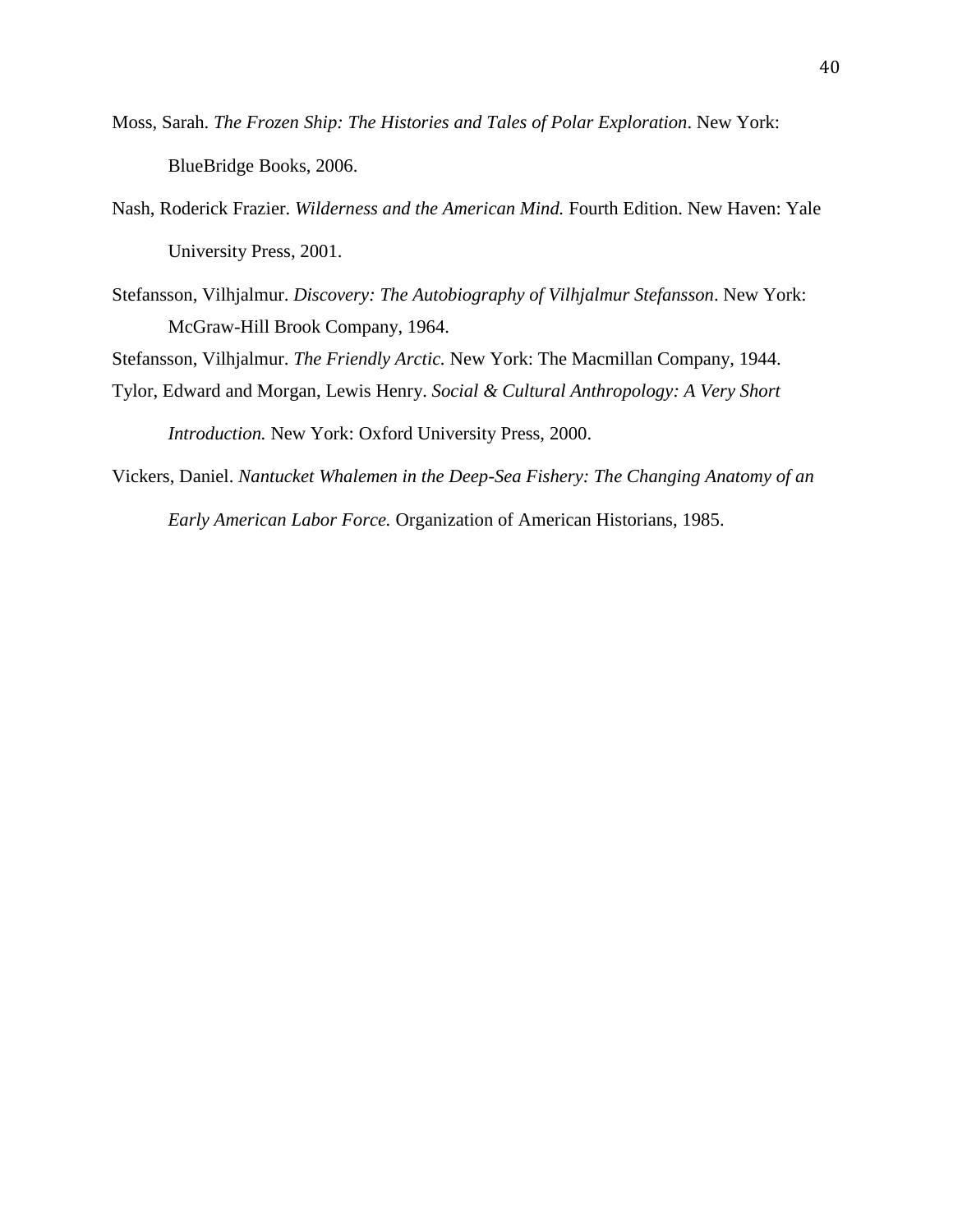Moss, Sarah. *The Frozen Ship: The Histories and Tales of Polar Exploration*. New York: BlueBridge Books, 2006.

Nash, Roderick Frazier. *Wilderness and the American Mind.* Fourth Edition. New Haven: Yale University Press, 2001.

Stefansson, Vilhjalmur. *Discovery: The Autobiography of Vilhjalmur Stefansson*. New York: McGraw-Hill Brook Company, 1964.

Stefansson, Vilhjalmur. *The Friendly Arctic.* New York: The Macmillan Company, 1944.

Tylor, Edward and Morgan, Lewis Henry. *Social & Cultural Anthropology: A Very Short Introduction.* New York: Oxford University Press, 2000.

Vickers, Daniel. *Nantucket Whalemen in the Deep-Sea Fishery: The Changing Anatomy of an Early American Labor Force.* Organization of American Historians, 1985.